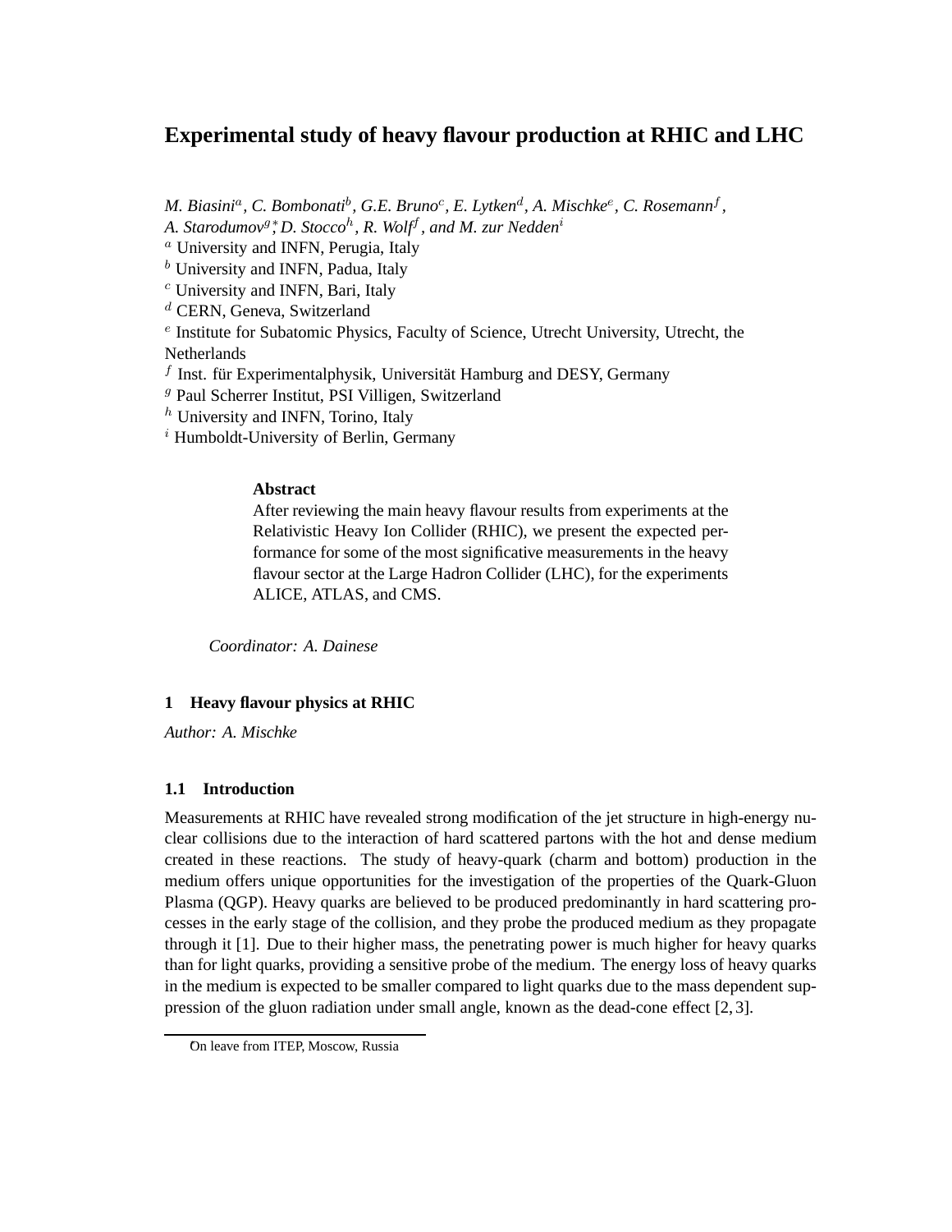# Experimental study of heavy flavour production at RHIC and LHC

*M. Biasini[a], C. Bombonati[b], G.E. Bruno[c], E. Lytken[d], A. Mischke[e], C. Rosemann[f], A. Starodumov[g]*, D. Stocco[h], R. Wolf[f], and M. zur Nedden[i]*

[a] University and INFN, Perugia, Italy
[b] University and INFN, Padua, Italy
[c] University and INFN, Bari, Italy
[d] CERN, Geneva, Switzerland
[e] Institute for Subatomic Physics, Faculty of Science, Utrecht University, Utrecht, the Netherlands
[f] Inst. für Experimentalphysik, Universität Hamburg and DESY, Germany
[g] Paul Scherrer Institut, PSI Villigen, Switzerland
[h] University and INFN, Torino, Italy
[i] Humboldt-University of Berlin, Germany

**Abstract**

After reviewing the main heavy flavour results from experiments at the Relativistic Heavy Ion Collider (RHIC), we present the expected performance for some of the most significative measurements in the heavy flavour sector at the Large Hadron Collider (LHC), for the experiments ALICE, ATLAS, and CMS.

*Coordinator: A. Dainese*

## 1 Heavy flavour physics at RHIC

*Author: A. Mischke*

### 1.1 Introduction

Measurements at RHIC have revealed strong modification of the jet structure in high-energy nuclear collisions due to the interaction of hard scattered partons with the hot and dense medium created in these reactions. The study of heavy-quark (charm and bottom) production in the medium offers unique opportunities for the investigation of the properties of the Quark-Gluon Plasma (QGP). Heavy quarks are believed to be produced predominantly in hard scattering processes in the early stage of the collision, and they probe the produced medium as they propagate through it [1]. Due to their higher mass, the penetrating power is much higher for heavy quarks than for light quarks, providing a sensitive probe of the medium. The energy loss of heavy quarks in the medium is expected to be smaller compared to light quarks due to the mass dependent suppression of the gluon radiation under small angle, known as the dead-cone effect [2, 3].

*On leave from ITEP, Moscow, Russia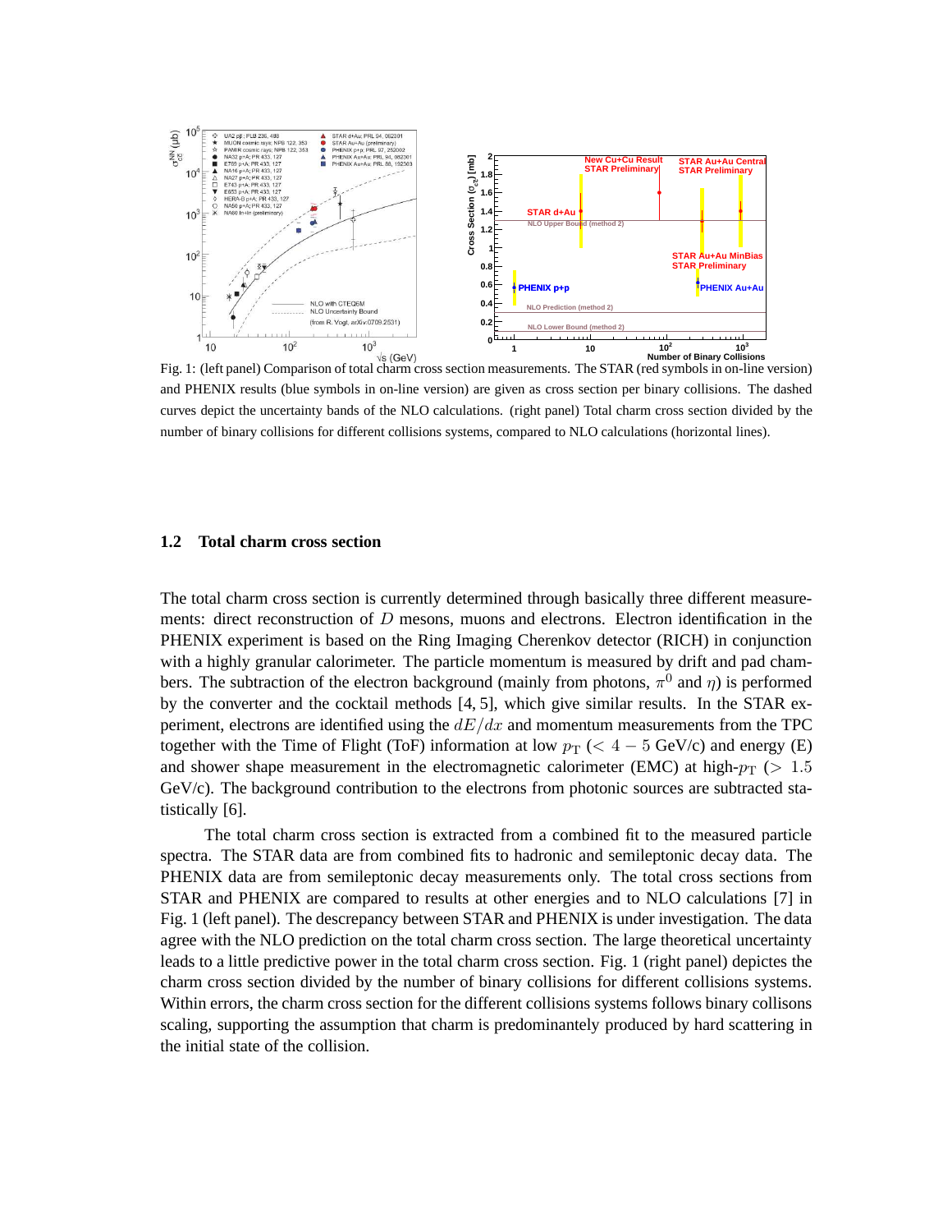Fig. 1: (left panel) Comparison of total charm cross section measurements. The STAR (red symbols in on-line version) and PHENIX results (blue symbols in on-line version) are given as cross section per binary collisions. The dashed curves depict the uncertainty bands of the NLO calculations. (right panel) Total charm cross section divided by the number of binary collisions for different collisions systems, compared to NLO calculations (horizontal lines).

## 1.2 Total charm cross section

The total charm cross section is currently determined through basically three different measurements: direct reconstruction of $D$ mesons, muons and electrons. Electron identification in the PHENIX experiment is based on the Ring Imaging Cherenkov detector (RICH) in conjunction with a highly granular calorimeter. The particle momentum is measured by drift and pad chambers. The subtraction of the electron background (mainly from photons, $\pi^0$ and $\eta$) is performed by the converter and the cocktail methods [4, 5], which give similar results. In the STAR experiment, electrons are identified using the $dE/dx$ and momentum measurements from the TPC together with the Time of Flight (ToF) information at low $p_T$ ($< 4-5$ GeV/c) and energy (E) and shower shape measurement in the electromagnetic calorimeter (EMC) at high-$p_T$ ($> 1.5$ GeV/c). The background contribution to the electrons from photonic sources are subtracted statistically [6].

The total charm cross section is extracted from a combined fit to the measured particle spectra. The STAR data are from combined fits to hadronic and semileptonic decay data. The PHENIX data are from semileptonic decay measurements only. The total cross sections from STAR and PHENIX are compared to results at other energies and to NLO calculations [7] in Fig. 1 (left panel). The descrepancy between STAR and PHENIX is under investigation. The data agree with the NLO prediction on the total charm cross section. The large theoretical uncertainty leads to a little predictive power in the total charm cross section. Fig. 1 (right panel) depictes the charm cross section divided by the number of binary collisions for different collisions systems. Within errors, the charm cross section for the different collisions systems follows binary collisons scaling, supporting the assumption that charm is predominantely produced by hard scattering in the initial state of the collision.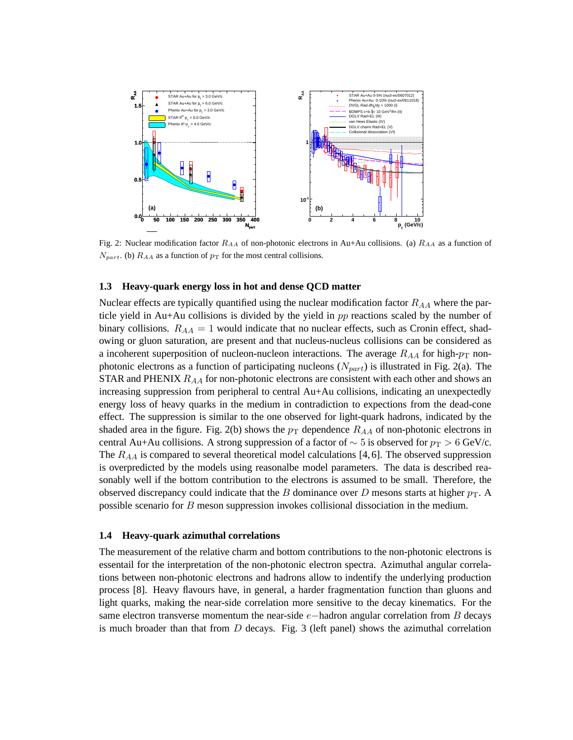Fig. 2: Nuclear modification factor $R_{AA}$ of non-photonic electrons in Au+Au collisions. (a) $R_{AA}$ as a function of $N_{part}$. (b) $R_{AA}$ as a function of $p_{\mathrm{T}}$ for the most central collisions.

### 1.3 Heavy-quark energy loss in hot and dense QCD matter

Nuclear effects are typically quantified using the nuclear modification factor $R_{AA}$ where the particle yield in Au+Au collisions is divided by the yield in $pp$ reactions scaled by the number of binary collisions. $R_{AA} = 1$ would indicate that no nuclear effects, such as Cronin effect, shadowing or gluon saturation, are present and that nucleus-nucleus collisions can be considered as a incoherent superposition of nucleon-nucleon interactions. The average $R_{AA}$ for high-$p_{\mathrm{T}}$ non-photonic electrons as a function of participating nucleons ($N_{part}$) is illustrated in Fig. 2(a). The STAR and PHENIX $R_{AA}$ for non-photonic electrons are consistent with each other and shows an increasing suppression from peripheral to central Au+Au collisions, indicating an unexpectedly energy loss of heavy quarks in the medium in contradiction to expectations from the dead-cone effect. The suppression is similar to the one observed for light-quark hadrons, indicated by the shaded area in the figure. Fig. 2(b) shows the $p_{\mathrm{T}}$ dependence $R_{AA}$ of non-photonic electrons in central Au+Au collisions. A strong suppression of a factor of $\sim 5$ is observed for $p_{\mathrm{T}} > 6$ GeV/c. The $R_{AA}$ is compared to several theoretical model calculations [4, 6]. The observed suppression is overpredicted by the models using reasonalbe model parameters. The data is described reasonably well if the bottom contribution to the electrons is assumed to be small. Therefore, the observed discrepancy could indicate that the $B$ dominance over $D$ mesons starts at higher $p_{\mathrm{T}}$. A possible scenario for $B$ meson suppression invokes collisional dissociation in the medium.

### 1.4 Heavy-quark azimuthal correlations

The measurement of the relative charm and bottom contributions to the non-photonic electrons is essentail for the interpretation of the non-photonic electron spectra. Azimuthal angular correlations between non-photonic electrons and hadrons allow to indentify the underlying production process [8]. Heavy flavours have, in general, a harder fragmentation function than gluons and light quarks, making the near-side correlation more sensitive to the decay kinematics. For the same electron transverse momentum the near-side $e-$hadron angular correlation from $B$ decays is much broader than that from $D$ decays. Fig. 3 (left panel) shows the azimuthal correlation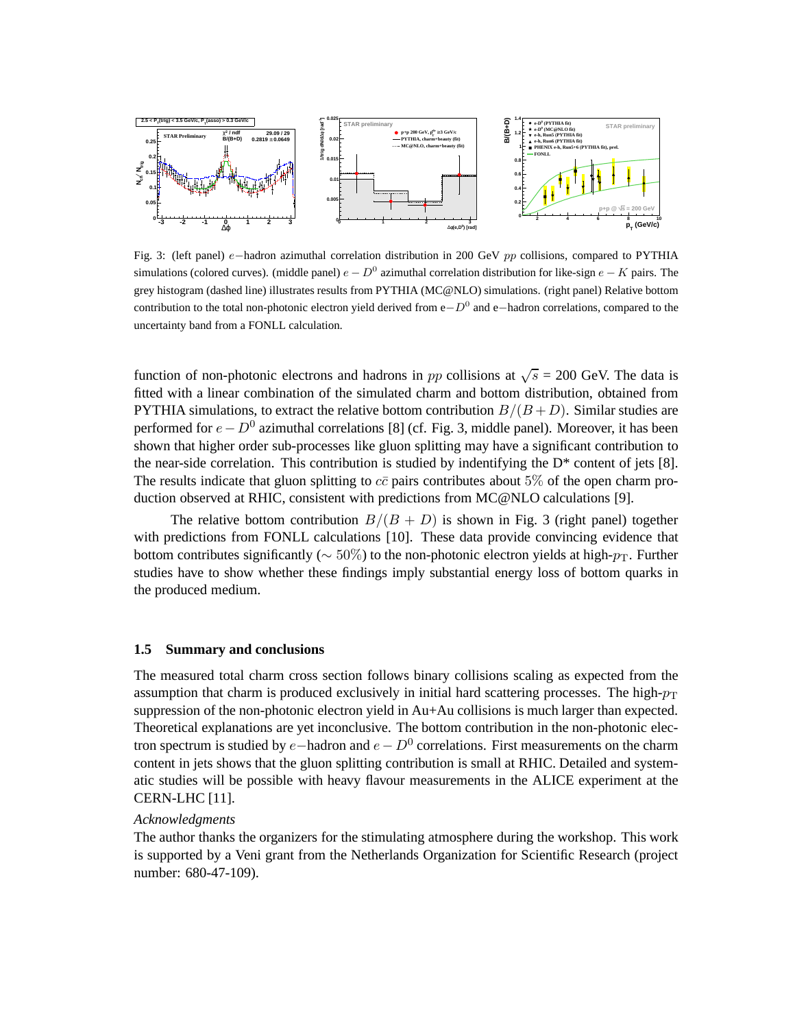Fig. 3: (left panel) $e-$hadron azimuthal correlation distribution in 200 GeV $pp$ collisions, compared to PYTHIA simulations (colored curves). (middle panel) $e - D^0$ azimuthal correlation distribution for like-sign $e - K$ pairs. The grey histogram (dashed line) illustrates results from PYTHIA (MC@NLO) simulations. (right panel) Relative bottom contribution to the total non-photonic electron yield derived from e$-D^0$ and e$-$hadron correlations, compared to the uncertainty band from a FONLL calculation.

function of non-photonic electrons and hadrons in $pp$ collisions at $\sqrt{s}$ = 200 GeV. The data is fitted with a linear combination of the simulated charm and bottom distribution, obtained from PYTHIA simulations, to extract the relative bottom contribution $B/(B+D)$. Similar studies are performed for $e - D^0$ azimuthal correlations [8] (cf. Fig. 3, middle panel). Moreover, it has been shown that higher order sub-processes like gluon splitting may have a significant contribution to the near-side correlation. This contribution is studied by indentifying the D* content of jets [8]. The results indicate that gluon splitting to $c\bar{c}$ pairs contributes about $5\%$ of the open charm production observed at RHIC, consistent with predictions from MC@NLO calculations [9].

The relative bottom contribution $B/(B + D)$ is shown in Fig. 3 (right panel) together with predictions from FONLL calculations [10]. These data provide convincing evidence that bottom contributes significantly ($\sim 50\%$) to the non-photonic electron yields at high-$p_{\rm T}$. Further studies have to show whether these findings imply substantial energy loss of bottom quarks in the produced medium.

### 1.5 Summary and conclusions

The measured total charm cross section follows binary collisions scaling as expected from the assumption that charm is produced exclusively in initial hard scattering processes. The high-$p_{\rm T}$ suppression of the non-photonic electron yield in Au+Au collisions is much larger than expected. Theoretical explanations are yet inconclusive. The bottom contribution in the non-photonic electron spectrum is studied by $e-$hadron and $e - D^0$ correlations. First measurements on the charm content in jets shows that the gluon splitting contribution is small at RHIC. Detailed and systematic studies will be possible with heavy flavour measurements in the ALICE experiment at the CERN-LHC [11].

*Acknowledgments*

The author thanks the organizers for the stimulating atmosphere during the workshop. This work is supported by a Veni grant from the Netherlands Organization for Scientific Research (project number: 680-47-109).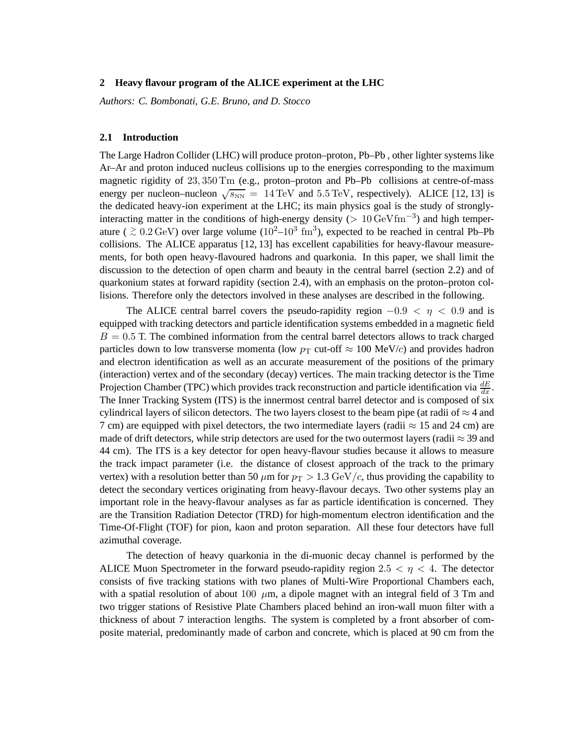## 2 Heavy flavour program of the ALICE experiment at the LHC

*Authors: C. Bombonati, G.E. Bruno, and D. Stocco*

### 2.1 Introduction

The Large Hadron Collider (LHC) will produce proton–proton, Pb–Pb , other lighter systems like Ar–Ar and proton induced nucleus collisions up to the energies corresponding to the maximum magnetic rigidity of $23,350\,\mathrm{Tm}$ (e.g., proton–proton and Pb–Pb collisions at centre-of-mass energy per nucleon–nucleon $\sqrt{s_{\mathrm{NN}}} = 14\,\mathrm{TeV}$ and $5.5\,\mathrm{TeV}$, respectively). ALICE [12, 13] is the dedicated heavy-ion experiment at the LHC; its main physics goal is the study of strongly-interacting matter in the conditions of high-energy density ($> 10\,\mathrm{GeVfm^{-3}}$) and high temperature ( $\gtrsim 0.2\,\mathrm{GeV}$) over large volume ($10^2$–$10^3\ \mathrm{fm^3}$), expected to be reached in central Pb–Pb collisions. The ALICE apparatus [12, 13] has excellent capabilities for heavy-flavour measurements, for both open heavy-flavoured hadrons and quarkonia. In this paper, we shall limit the discussion to the detection of open charm and beauty in the central barrel (section 2.2) and of quarkonium states at forward rapidity (section 2.4), with an emphasis on the proton–proton collisions. Therefore only the detectors involved in these analyses are described in the following.

The ALICE central barrel covers the pseudo-rapidity region $-0.9 < \eta < 0.9$ and is equipped with tracking detectors and particle identification systems embedded in a magnetic field $B = 0.5$ T. The combined information from the central barrel detectors allows to track charged particles down to low transverse momenta (low $p_{\mathrm{T}}$ cut-off $\approx$ 100 MeV/$c$) and provides hadron and electron identification as well as an accurate measurement of the positions of the primary (interaction) vertex and of the secondary (decay) vertices. The main tracking detector is the Time Projection Chamber (TPC) which provides track reconstruction and particle identification via $\frac{dE}{dx}$. The Inner Tracking System (ITS) is the innermost central barrel detector and is composed of six cylindrical layers of silicon detectors. The two layers closest to the beam pipe (at radii of $\approx$ 4 and 7 cm) are equipped with pixel detectors, the two intermediate layers (radii $\approx$ 15 and 24 cm) are made of drift detectors, while strip detectors are used for the two outermost layers (radii $\approx$ 39 and 44 cm). The ITS is a key detector for open heavy-flavour studies because it allows to measure the track impact parameter (i.e. the distance of closest approach of the track to the primary vertex) with a resolution better than 50 $\mu$m for $p_{\mathrm{T}} > 1.3\ \mathrm{GeV}/c$, thus providing the capability to detect the secondary vertices originating from heavy-flavour decays. Two other systems play an important role in the heavy-flavour analyses as far as particle identification is concerned. They are the Transition Radiation Detector (TRD) for high-momentum electron identification and the Time-Of-Flight (TOF) for pion, kaon and proton separation. All these four detectors have full azimuthal coverage.

The detection of heavy quarkonia in the di-muonic decay channel is performed by the ALICE Muon Spectrometer in the forward pseudo-rapidity region $2.5 < \eta < 4$. The detector consists of five tracking stations with two planes of Multi-Wire Proportional Chambers each, with a spatial resolution of about $100\ \mu$m, a dipole magnet with an integral field of 3 Tm and two trigger stations of Resistive Plate Chambers placed behind an iron-wall muon filter with a thickness of about 7 interaction lengths. The system is completed by a front absorber of composite material, predominantly made of carbon and concrete, which is placed at 90 cm from the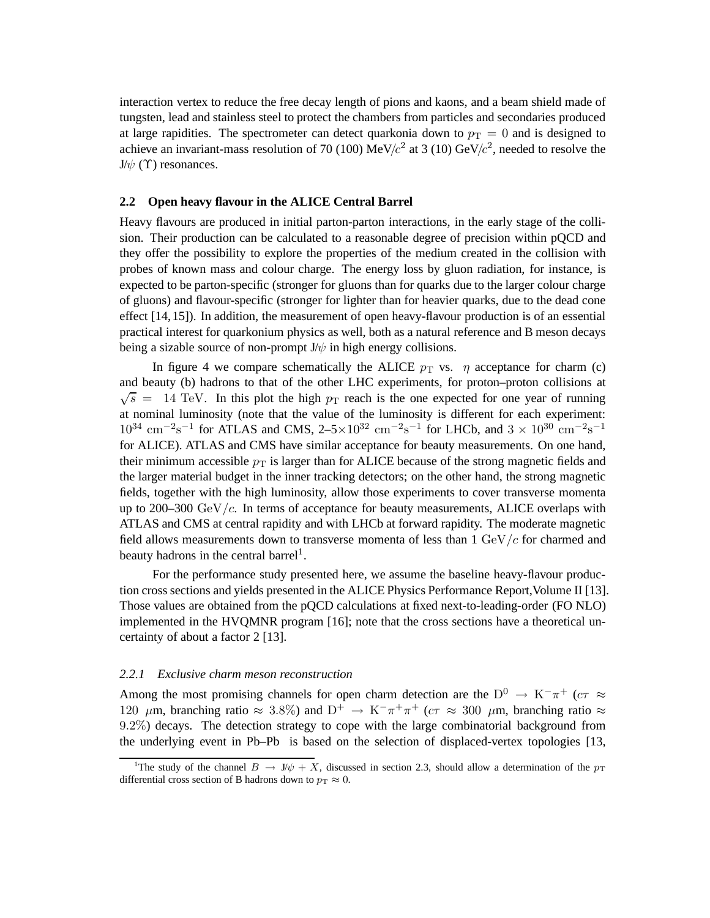interaction vertex to reduce the free decay length of pions and kaons, and a beam shield made of tungsten, lead and stainless steel to protect the chambers from particles and secondaries produced at large rapidities. The spectrometer can detect quarkonia down to $p_{\rm T} = 0$ and is designed to achieve an invariant-mass resolution of 70 (100) MeV/$c^2$ at 3 (10) GeV/$c^2$, needed to resolve the J/$\psi$ ($\Upsilon$) resonances.

### 2.2 Open heavy flavour in the ALICE Central Barrel

Heavy flavours are produced in initial parton-parton interactions, in the early stage of the collision. Their production can be calculated to a reasonable degree of precision within pQCD and they offer the possibility to explore the properties of the medium created in the collision with probes of known mass and colour charge. The energy loss by gluon radiation, for instance, is expected to be parton-specific (stronger for gluons than for quarks due to the larger colour charge of gluons) and flavour-specific (stronger for lighter than for heavier quarks, due to the dead cone effect [14, 15]). In addition, the measurement of open heavy-flavour production is of an essential practical interest for quarkonium physics as well, both as a natural reference and B meson decays being a sizable source of non-prompt J/$\psi$ in high energy collisions.

In figure 4 we compare schematically the ALICE $p_{\rm T}$ vs. $\eta$ acceptance for charm (c) and beauty (b) hadrons to that of the other LHC experiments, for proton–proton collisions at $\sqrt{s} = 14$ TeV. In this plot the high $p_{\rm T}$ reach is the one expected for one year of running at nominal luminosity (note that the value of the luminosity is different for each experiment: $10^{34}$ cm$^{-2}$s$^{-1}$ for ATLAS and CMS, 2–5$\times 10^{32}$ cm$^{-2}$s$^{-1}$ for LHCb, and $3 \times 10^{30}$ cm$^{-2}$s$^{-1}$ for ALICE). ATLAS and CMS have similar acceptance for beauty measurements. On one hand, their minimum accessible $p_{\rm T}$ is larger than for ALICE because of the strong magnetic fields and the larger material budget in the inner tracking detectors; on the other hand, the strong magnetic fields, together with the high luminosity, allow those experiments to cover transverse momenta up to 200–300 GeV/$c$. In terms of acceptance for beauty measurements, ALICE overlaps with ATLAS and CMS at central rapidity and with LHCb at forward rapidity. The moderate magnetic field allows measurements down to transverse momenta of less than 1 GeV/$c$ for charmed and beauty hadrons in the central barrel[1].

For the performance study presented here, we assume the baseline heavy-flavour production cross sections and yields presented in the ALICE Physics Performance Report,Volume II [13]. Those values are obtained from the pQCD calculations at fixed next-to-leading-order (FO NLO) implemented in the HVQMNR program [16]; note that the cross sections have a theoretical uncertainty of about a factor 2 [13].

#### 2.2.1 *Exclusive charm meson reconstruction*

Among the most promising channels for open charm detection are the $\mathrm{D}^0 \to \mathrm{K}^-\pi^+$ ($c\tau \approx 120$ $\mu$m, branching ratio $\approx 3.8\%$) and $\mathrm{D}^+ \to \mathrm{K}^-\pi^+\pi^+$ ($c\tau \approx 300$ $\mu$m, branching ratio $\approx 9.2\%$) decays. The detection strategy to cope with the large combinatorial background from the underlying event in Pb–Pb is based on the selection of displaced-vertex topologies [13,

[1] The study of the channel $B \to$ J/$\psi + X$, discussed in section 2.3, should allow a determination of the $p_{\rm T}$ differential cross section of B hadrons down to $p_{\rm T} \approx 0$.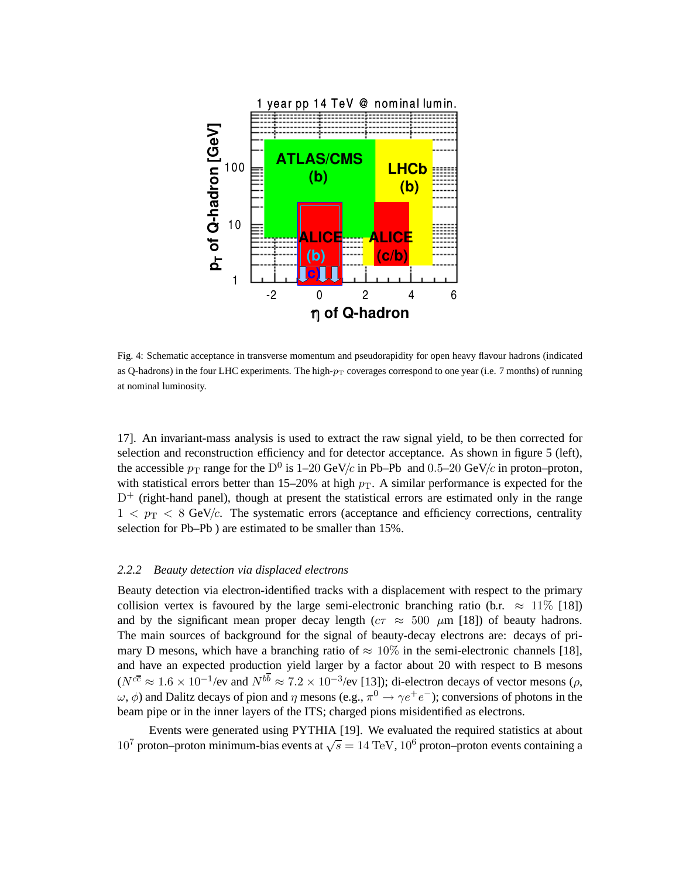Fig. 4: Schematic acceptance in transverse momentum and pseudorapidity for open heavy flavour hadrons (indicated as Q-hadrons) in the four LHC experiments. The high-$p_{\rm T}$ coverages correspond to one year (i.e. 7 months) of running at nominal luminosity.

17]. An invariant-mass analysis is used to extract the raw signal yield, to be then corrected for selection and reconstruction efficiency and for detector acceptance. As shown in figure 5 (left), the accessible $p_{\rm T}$ range for the $\rm D^0$ is 1–20 GeV/$c$ in Pb–Pb and 0.5–20 GeV/$c$ in proton–proton, with statistical errors better than 15–20% at high $p_{\rm T}$. A similar performance is expected for the $\rm D^+$ (right-hand panel), though at present the statistical errors are estimated only in the range $1 < p_{\rm T} < 8$ GeV/$c$. The systematic errors (acceptance and efficiency corrections, centrality selection for Pb–Pb ) are estimated to be smaller than 15%.

#### 2.2.2 *Beauty detection via displaced electrons*

Beauty detection via electron-identified tracks with a displacement with respect to the primary collision vertex is favoured by the large semi-electronic branching ratio (b.r. $\approx 11\%$ [18]) and by the significant mean proper decay length ($c\tau \approx 500~\mu$m [18]) of beauty hadrons. The main sources of background for the signal of beauty-decay electrons are: decays of primary D mesons, which have a branching ratio of $\approx 10\%$ in the semi-electronic channels [18], and have an expected production yield larger by a factor about 20 with respect to B mesons ($N^{c\overline{c}} \approx 1.6 \times 10^{-1}$/ev and $N^{b\overline{b}} \approx 7.2 \times 10^{-3}$/ev [13]); di-electron decays of vector mesons ($\rho$, $\omega$, $\phi$) and Dalitz decays of pion and $\eta$ mesons (e.g., $\pi^0 \to \gamma e^+ e^-$); conversions of photons in the beam pipe or in the inner layers of the ITS; charged pions misidentified as electrons.

Events were generated using PYTHIA [19]. We evaluated the required statistics at about $10^7$ proton–proton minimum-bias events at $\sqrt{s} = 14$ TeV, $10^6$ proton–proton events containing a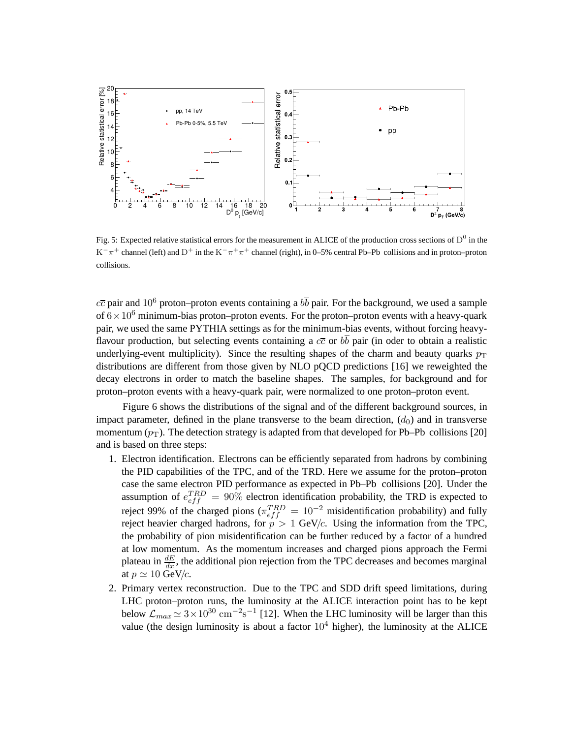Fig. 5: Expected relative statistical errors for the measurement in ALICE of the production cross sections of $\mathrm{D}^0$ in the $\mathrm{K}^-\pi^+$ channel (left) and $\mathrm{D}^+$ in the $\mathrm{K}^-\pi^+\pi^+$ channel (right), in 0–5% central Pb–Pb collisions and in proton–proton collisions.

$c\overline{c}$ pair and $10^6$ proton–proton events containing a $b\overline{b}$ pair. For the background, we used a sample of $6\times10^6$ minimum-bias proton–proton events. For the proton–proton events with a heavy-quark pair, we used the same PYTHIA settings as for the minimum-bias events, without forcing heavy-flavour production, but selecting events containing a $c\overline{c}$ or $b\overline{b}$ pair (in oder to obtain a realistic underlying-event multiplicity). Since the resulting shapes of the charm and beauty quarks $p_{\mathrm{T}}$ distributions are different from those given by NLO pQCD predictions [16] we reweighted the decay electrons in order to match the baseline shapes. The samples, for background and for proton–proton events with a heavy-quark pair, were normalized to one proton–proton event.

Figure 6 shows the distributions of the signal and of the different background sources, in impact parameter, defined in the plane transverse to the beam direction, ($d_0$) and in transverse momentum ($p_{\mathrm{T}}$). The detection strategy is adapted from that developed for Pb–Pb collisions [20] and is based on three steps:

1. Electron identification. Electrons can be efficiently separated from hadrons by combining the PID capabilities of the TPC, and of the TRD. Here we assume for the proton–proton case the same electron PID performance as expected in Pb–Pb collisions [20]. Under the assumption of $e_{eff}^{TRD} = 90\%$ electron identification probability, the TRD is expected to reject 99% of the charged pions ($\pi_{eff}^{TRD} = 10^{-2}$ misidentification probability) and fully reject heavier charged hadrons, for $p > 1$ GeV/$c$. Using the information from the TPC, the probability of pion misidentification can be further reduced by a factor of a hundred at low momentum. As the momentum increases and charged pions approach the Fermi plateau in $\frac{dE}{dx}$, the additional pion rejection from the TPC decreases and becomes marginal at $p \simeq 10$ GeV/$c$.
2. Primary vertex reconstruction. Due to the TPC and SDD drift speed limitations, during LHC proton–proton runs, the luminosity at the ALICE interaction point has to be kept below $\mathcal{L}_{max} \simeq 3\times10^{30}\ \mathrm{cm}^{-2}\mathrm{s}^{-1}$ [12]. When the LHC luminosity will be larger than this value (the design luminosity is about a factor $10^4$ higher), the luminosity at the ALICE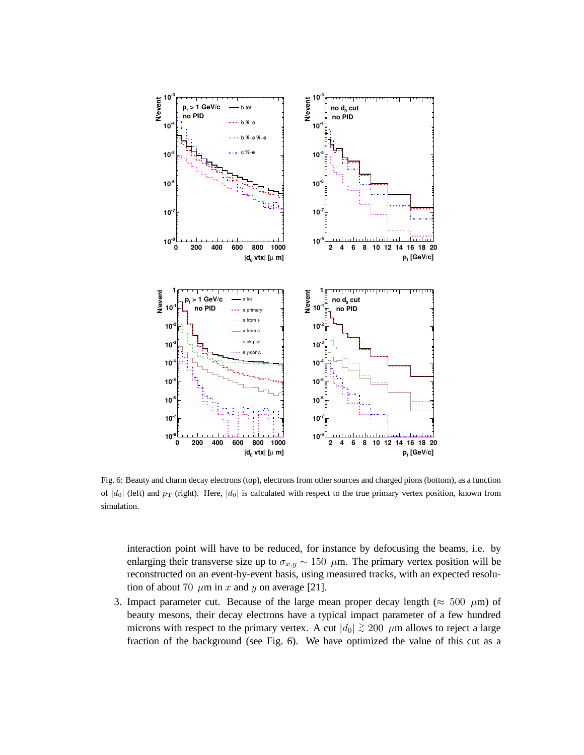Fig. 6: Beauty and charm decay electrons (top), electrons from other sources and charged pions (bottom), as a function of $|d_0|$ (left) and $p_{\rm T}$ (right). Here, $|d_0|$ is calculated with respect to the true primary vertex position, known from simulation.

interaction point will have to be reduced, for instance by defocusing the beams, i.e. by enlarging their transverse size up to $\sigma_{x,y} \sim 150$ $\mu$m. The primary vertex position will be reconstructed on an event-by-event basis, using measured tracks, with an expected resolution of about 70 $\mu$m in $x$ and $y$ on average [21].

3. Impact parameter cut. Because of the large mean proper decay length ($\approx$ 500 $\mu$m) of beauty mesons, their decay electrons have a typical impact parameter of a few hundred microns with respect to the primary vertex. A cut $|d_0| \gtrsim 200$ $\mu$m allows to reject a large fraction of the background (see Fig. 6). We have optimized the value of this cut as a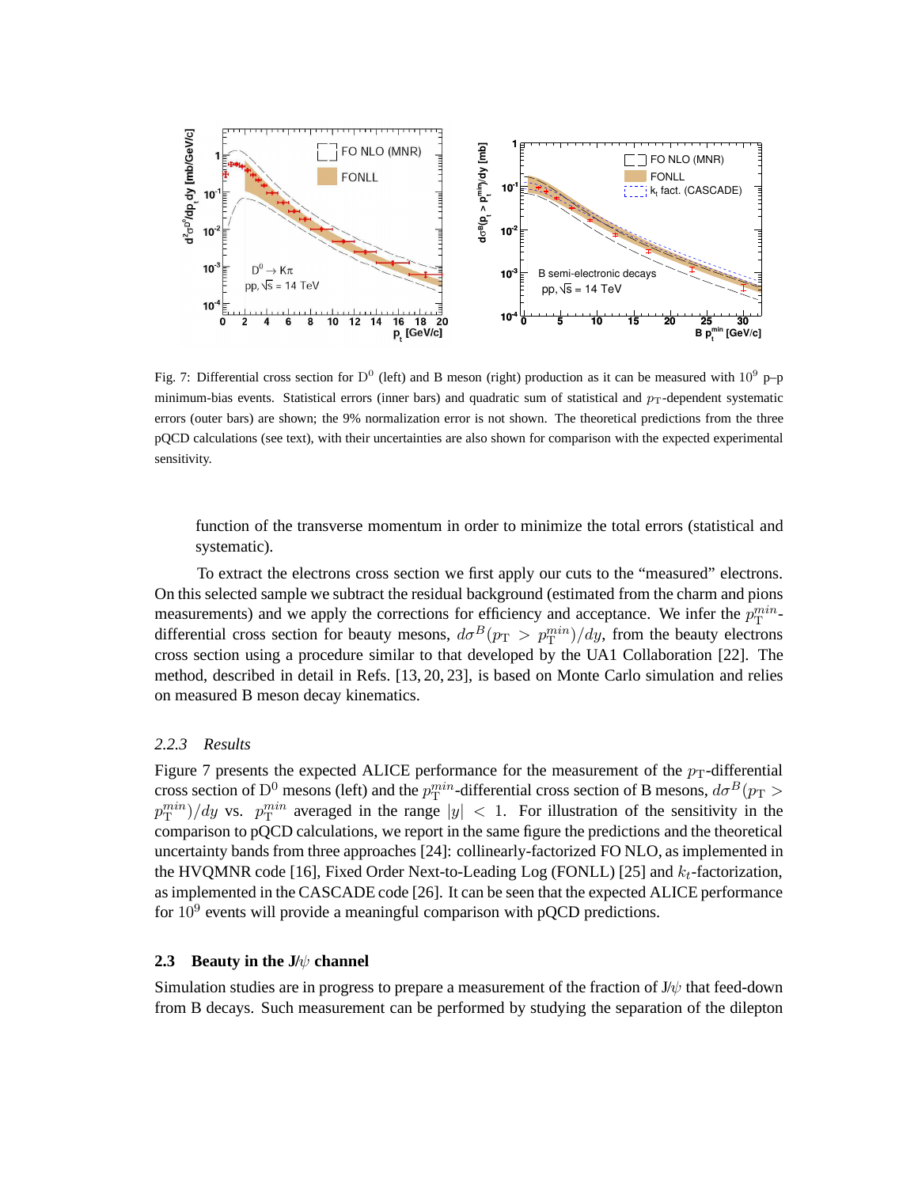Fig. 7: Differential cross section for $D^0$ (left) and B meson (right) production as it can be measured with $10^9$ p–p minimum-bias events. Statistical errors (inner bars) and quadratic sum of statistical and $p_T$-dependent systematic errors (outer bars) are shown; the 9% normalization error is not shown. The theoretical predictions from the three pQCD calculations (see text), with their uncertainties are also shown for comparison with the expected experimental sensitivity.

function of the transverse momentum in order to minimize the total errors (statistical and systematic).

To extract the electrons cross section we first apply our cuts to the "measured" electrons. On this selected sample we subtract the residual background (estimated from the charm and pions measurements) and we apply the corrections for efficiency and acceptance. We infer the $p_T^{min}$-differential cross section for beauty mesons, $d\sigma^B(p_T > p_T^{min})/dy$, from the beauty electrons cross section using a procedure similar to that developed by the UA1 Collaboration [22]. The method, described in detail in Refs. [13, 20, 23], is based on Monte Carlo simulation and relies on measured B meson decay kinematics.

#### *2.2.3 Results*

Figure 7 presents the expected ALICE performance for the measurement of the $p_T$-differential cross section of $D^0$ mesons (left) and the $p_T^{min}$-differential cross section of B mesons, $d\sigma^B(p_T > p_T^{min})/dy$ vs. $p_T^{min}$ averaged in the range $|y| < 1$. For illustration of the sensitivity in the comparison to pQCD calculations, we report in the same figure the predictions and the theoretical uncertainty bands from three approaches [24]: collinearly-factorized FO NLO, as implemented in the HVQMNR code [16], Fixed Order Next-to-Leading Log (FONLL) [25] and $k_t$-factorization, as implemented in the CASCADE code [26]. It can be seen that the expected ALICE performance for $10^9$ events will provide a meaningful comparison with pQCD predictions.

### 2.3 Beauty in the J/$\psi$ channel

Simulation studies are in progress to prepare a measurement of the fraction of J/$\psi$ that feed-down from B decays. Such measurement can be performed by studying the separation of the dilepton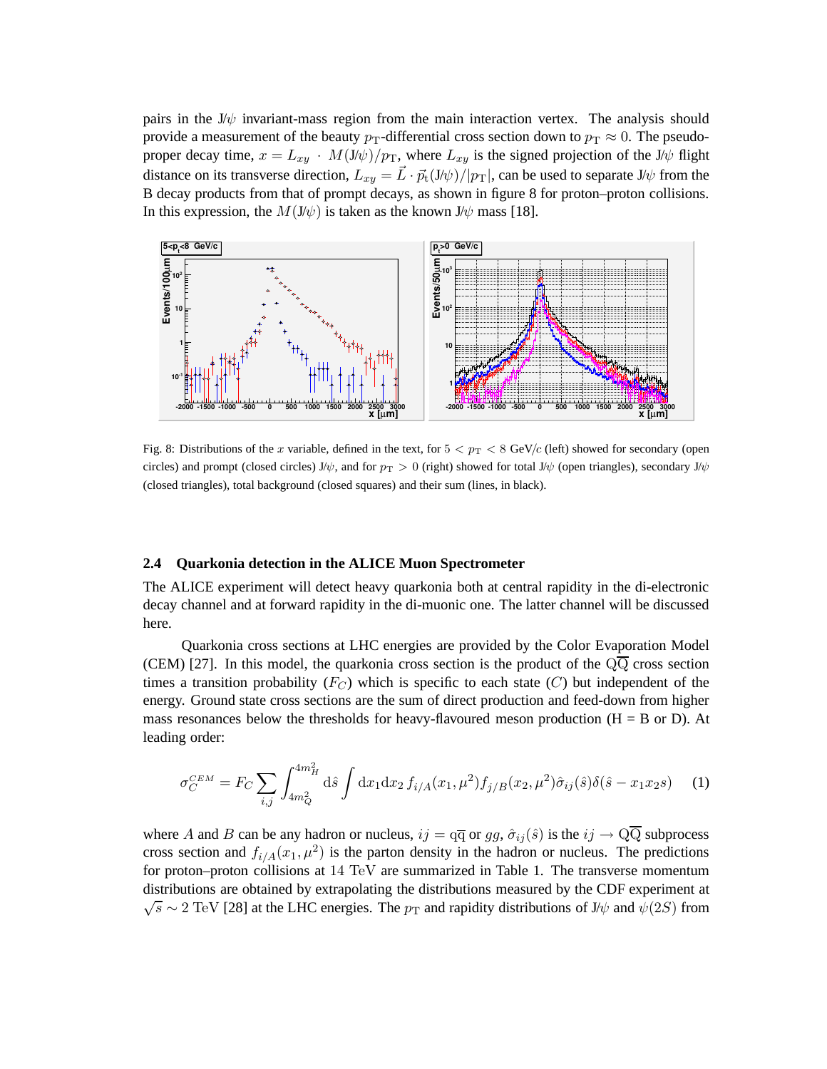pairs in the J/$\psi$ invariant-mass region from the main interaction vertex. The analysis should provide a measurement of the beauty $p_{\mathrm{T}}$-differential cross section down to $p_{\mathrm{T}} \approx 0$. The pseudo-proper decay time, $x = L_{xy} \cdot M(\mathrm{J}/\psi)/p_{\mathrm{T}}$, where $L_{xy}$ is the signed projection of the J/$\psi$ flight distance on its transverse direction, $L_{xy} = \vec{L} \cdot \vec{p}_{\mathrm{t}}(\mathrm{J}/\psi)/|p_{\mathrm{T}}|$, can be used to separate J/$\psi$ from the B decay products from that of prompt decays, as shown in figure 8 for proton–proton collisions. In this expression, the $M(\mathrm{J}/\psi)$ is taken as the known J/$\psi$ mass [18].

Fig. 8: Distributions of the $x$ variable, defined in the text, for $5 < p_{\mathrm{T}} < 8$ GeV/$c$ (left) showed for secondary (open circles) and prompt (closed circles) J/$\psi$, and for $p_{\mathrm{T}} > 0$ (right) showed for total J/$\psi$ (open triangles), secondary J/$\psi$ (closed triangles), total background (closed squares) and their sum (lines, in black).

### 2.4 Quarkonia detection in the ALICE Muon Spectrometer

The ALICE experiment will detect heavy quarkonia both at central rapidity in the di-electronic decay channel and at forward rapidity in the di-muonic one. The latter channel will be discussed here.

Quarkonia cross sections at LHC energies are provided by the Color Evaporation Model (CEM) [27]. In this model, the quarkonia cross section is the product of the $\mathrm{Q\overline{Q}}$ cross section times a transition probability ($F_C$) which is specific to each state ($C$) but independent of the energy. Ground state cross sections are the sum of direct production and feed-down from higher mass resonances below the thresholds for heavy-flavoured meson production (H = B or D). At leading order:

$$\sigma_C^{CEM} = F_C \sum_{i,j} \int_{4m_Q^2}^{4m_H^2} \mathrm{d}\hat{s} \int \mathrm{d}x_1 \mathrm{d}x_2 \, f_{i/A}(x_1, \mu^2) f_{j/B}(x_2, \mu^2) \hat{\sigma}_{ij}(\hat{s}) \delta(\hat{s} - x_1 x_2 s) \quad (1)$$

where $A$ and $B$ can be any hadron or nucleus, $ij = \mathrm{q\overline{q}}$ or $gg$, $\hat{\sigma}_{ij}(\hat{s})$ is the $ij \rightarrow \mathrm{Q\overline{Q}}$ subprocess cross section and $f_{i/A}(x_1, \mu^2)$ is the parton density in the hadron or nucleus. The predictions for proton–proton collisions at $14$ TeV are summarized in Table 1. The transverse momentum distributions are obtained by extrapolating the distributions measured by the CDF experiment at $\sqrt{s} \sim 2$ TeV [28] at the LHC energies. The $p_{\mathrm{T}}$ and rapidity distributions of J/$\psi$ and $\psi(2S)$ from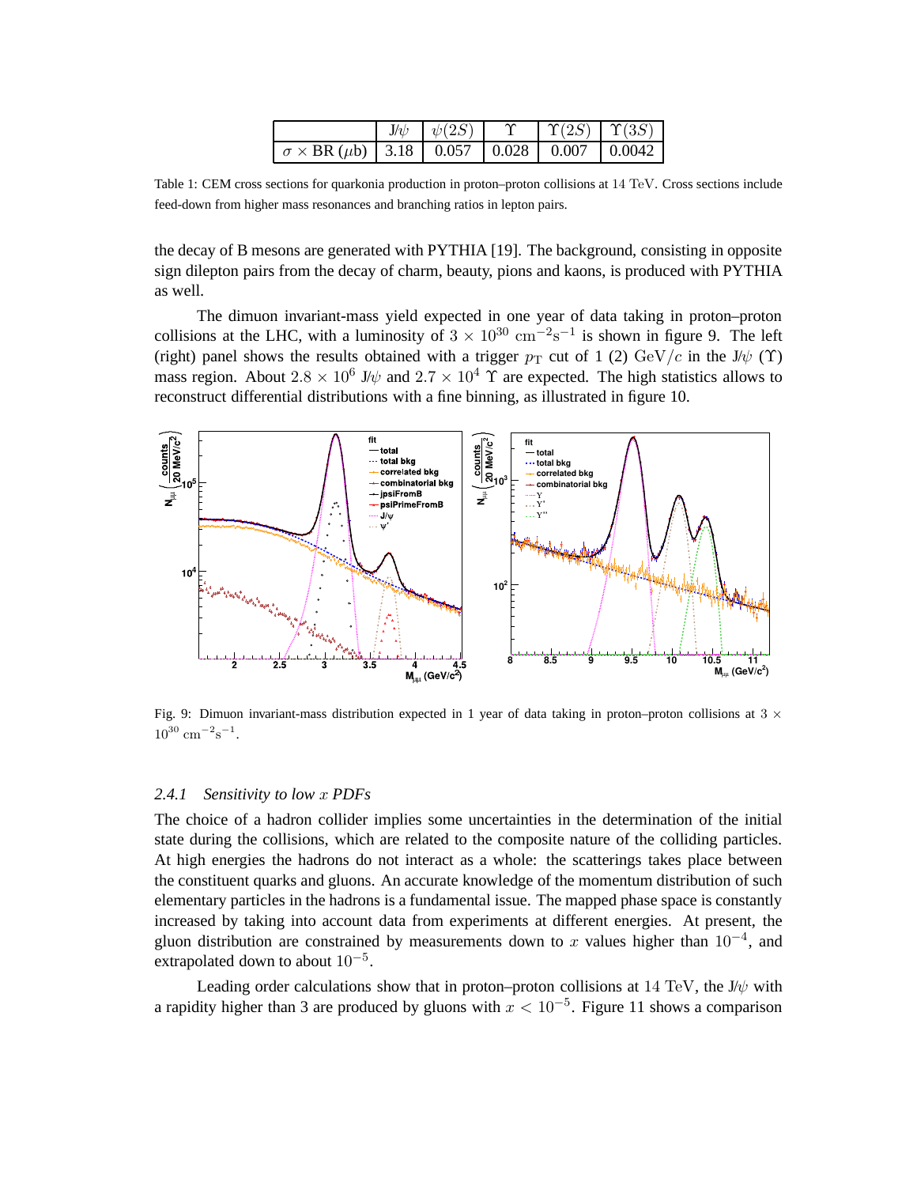|  | J/ψ | $\psi(2S)$ | $\Upsilon$ | $\Upsilon(2S)$ | $\Upsilon(3S)$ |
|---|---|---|---|---|---|
| $\sigma \times$ BR ($\mu$b) | 3.18 | 0.057 | 0.028 | 0.007 | 0.0042 |

Table 1: CEM cross sections for quarkonia production in proton–proton collisions at $14$ TeV. Cross sections include feed-down from higher mass resonances and branching ratios in lepton pairs.

the decay of B mesons are generated with PYTHIA [19]. The background, consisting in opposite sign dilepton pairs from the decay of charm, beauty, pions and kaons, is produced with PYTHIA as well.

The dimuon invariant-mass yield expected in one year of data taking in proton–proton collisions at the LHC, with a luminosity of $3 \times 10^{30}$ cm$^{-2}$s$^{-1}$ is shown in figure 9. The left (right) panel shows the results obtained with a trigger $p_{\mathrm{T}}$ cut of 1 (2) GeV/$c$ in the J/$\psi$ ($\Upsilon$) mass region. About $2.8 \times 10^6$ J/$\psi$ and $2.7 \times 10^4$ $\Upsilon$ are expected. The high statistics allows to reconstruct differential distributions with a fine binning, as illustrated in figure 10.

Fig. 9: Dimuon invariant-mass distribution expected in 1 year of data taking in proton–proton collisions at $3 \times 10^{30}$ cm$^{-2}$s$^{-1}$.

### 2.4.1 *Sensitivity to low $x$ PDFs*

The choice of a hadron collider implies some uncertainties in the determination of the initial state during the collisions, which are related to the composite nature of the colliding particles. At high energies the hadrons do not interact as a whole: the scatterings takes place between the constituent quarks and gluons. An accurate knowledge of the momentum distribution of such elementary particles in the hadrons is a fundamental issue. The mapped phase space is constantly increased by taking into account data from experiments at different energies. At present, the gluon distribution are constrained by measurements down to $x$ values higher than $10^{-4}$, and extrapolated down to about $10^{-5}$.

Leading order calculations show that in proton–proton collisions at $14$ TeV, the J/$\psi$ with a rapidity higher than 3 are produced by gluons with $x < 10^{-5}$. Figure 11 shows a comparison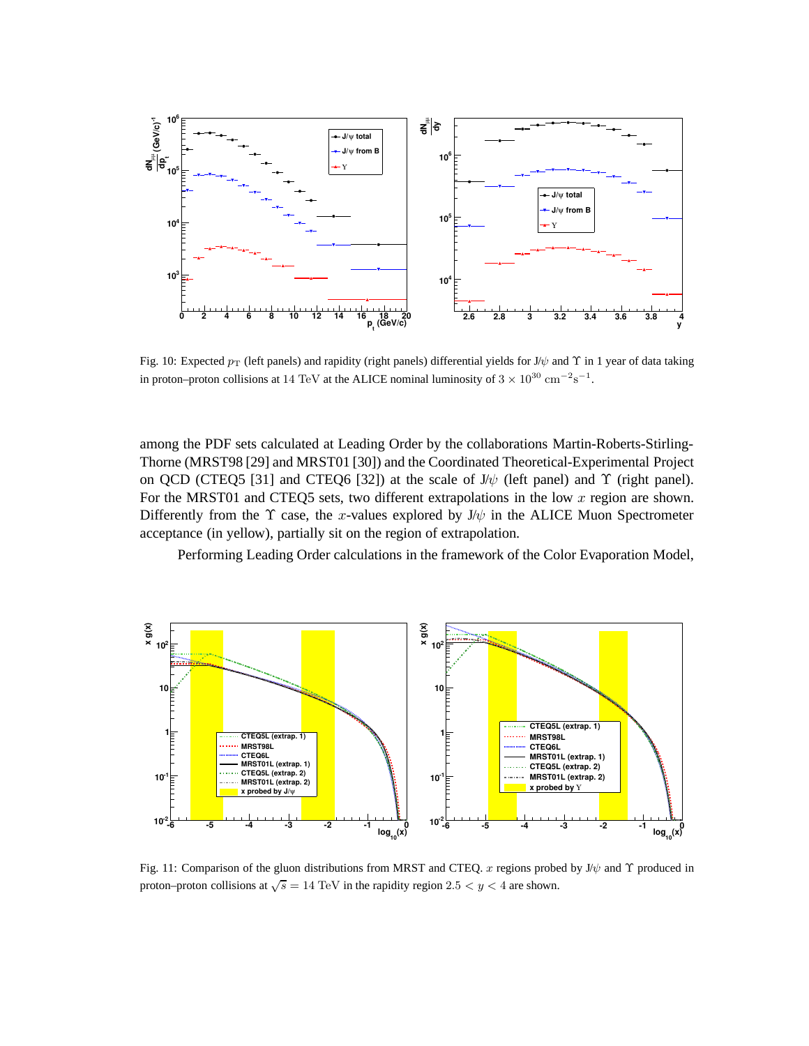Fig. 10: Expected $p_{\rm T}$ (left panels) and rapidity (right panels) differential yields for J/$\psi$ and $\Upsilon$ in 1 year of data taking in proton–proton collisions at 14 TeV at the ALICE nominal luminosity of $3 \times 10^{30}$ cm$^{-2}$s$^{-1}$.

among the PDF sets calculated at Leading Order by the collaborations Martin-Roberts-Stirling-Thorne (MRST98 [29] and MRST01 [30]) and the Coordinated Theoretical-Experimental Project on QCD (CTEQ5 [31] and CTEQ6 [32]) at the scale of J/$\psi$ (left panel) and $\Upsilon$ (right panel). For the MRST01 and CTEQ5 sets, two different extrapolations in the low $x$ region are shown. Differently from the $\Upsilon$ case, the $x$-values explored by J/$\psi$ in the ALICE Muon Spectrometer acceptance (in yellow), partially sit on the region of extrapolation.

Performing Leading Order calculations in the framework of the Color Evaporation Model,

Fig. 11: Comparison of the gluon distributions from MRST and CTEQ. $x$ regions probed by J/$\psi$ and $\Upsilon$ produced in proton–proton collisions at $\sqrt{s} = 14$ TeV in the rapidity region $2.5 < y < 4$ are shown.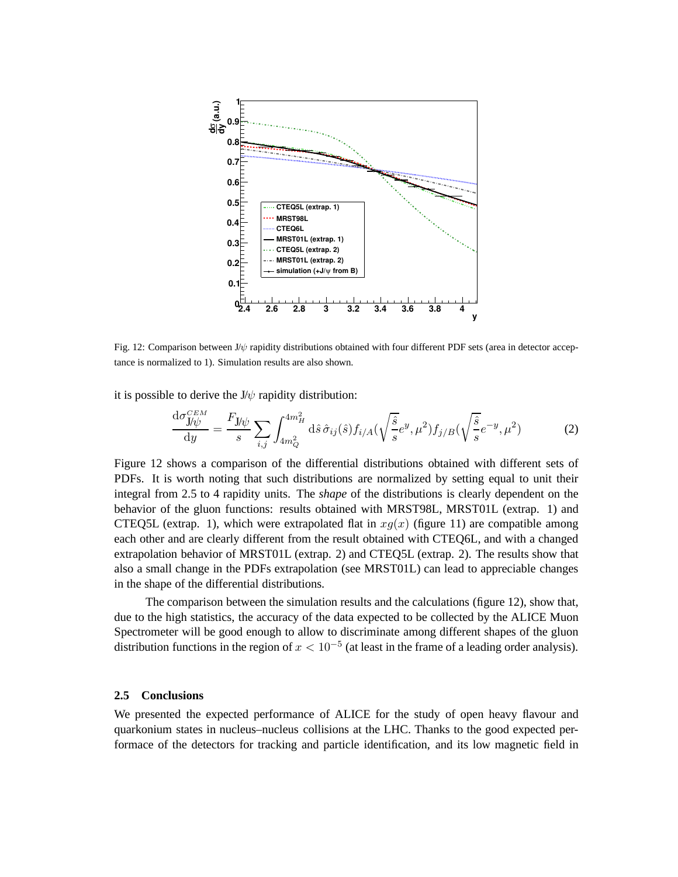Fig. 12: Comparison between J/$\psi$ rapidity distributions obtained with four different PDF sets (area in detector acceptance is normalized to 1). Simulation results are also shown.

it is possible to derive the J/$\psi$ rapidity distribution:

$$\frac{\mathrm{d}\sigma_{J/\psi}^{CEM}}{\mathrm{d}y} = \frac{F_{J/\psi}}{s} \sum_{i,j} \int_{4m_Q^2}^{4m_H^2} \mathrm{d}\hat{s}\, \hat{\sigma}_{ij}(\hat{s}) f_{i/A}(\sqrt{\frac{\hat{s}}{s}} e^{y}, \mu^2) f_{j/B}(\sqrt{\frac{\hat{s}}{s}} e^{-y}, \mu^2) \tag{2}$$

Figure 12 shows a comparison of the differential distributions obtained with different sets of PDFs. It is worth noting that such distributions are normalized by setting equal to unit their integral from 2.5 to 4 rapidity units. The *shape* of the distributions is clearly dependent on the behavior of the gluon functions: results obtained with MRST98L, MRST01L (extrap. 1) and CTEQ5L (extrap. 1), which were extrapolated flat in $xg(x)$ (figure 11) are compatible among each other and are clearly different from the result obtained with CTEQ6L, and with a changed extrapolation behavior of MRST01L (extrap. 2) and CTEQ5L (extrap. 2). The results show that also a small change in the PDFs extrapolation (see MRST01L) can lead to appreciable changes in the shape of the differential distributions.

The comparison between the simulation results and the calculations (figure 12), show that, due to the high statistics, the accuracy of the data expected to be collected by the ALICE Muon Spectrometer will be good enough to allow to discriminate among different shapes of the gluon distribution functions in the region of $x < 10^{-5}$ (at least in the frame of a leading order analysis).

### 2.5 Conclusions

We presented the expected performance of ALICE for the study of open heavy flavour and quarkonium states in nucleus–nucleus collisions at the LHC. Thanks to the good expected performace of the detectors for tracking and particle identification, and its low magnetic field in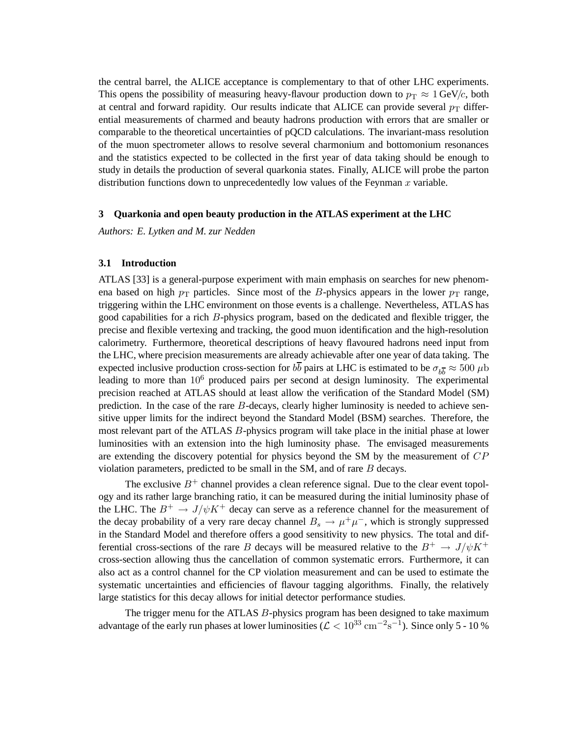the central barrel, the ALICE acceptance is complementary to that of other LHC experiments. This opens the possibility of measuring heavy-flavour production down to $p_{\mathrm{T}} \approx 1\,\mathrm{GeV}/c$, both at central and forward rapidity. Our results indicate that ALICE can provide several $p_{\mathrm{T}}$ differential measurements of charmed and beauty hadrons production with errors that are smaller or comparable to the theoretical uncertainties of pQCD calculations. The invariant-mass resolution of the muon spectrometer allows to resolve several charmonium and bottomonium resonances and the statistics expected to be collected in the first year of data taking should be enough to study in details the production of several quarkonia states. Finally, ALICE will probe the parton distribution functions down to unprecedentedly low values of the Feynman $x$ variable.

## 3 Quarkonia and open beauty production in the ATLAS experiment at the LHC

*Authors: E. Lytken and M. zur Nedden*

### 3.1 Introduction

ATLAS [33] is a general-purpose experiment with main emphasis on searches for new phenomena based on high $p_{\mathrm{T}}$ particles. Since most of the $B$-physics appears in the lower $p_{\mathrm{T}}$ range, triggering within the LHC environment on those events is a challenge. Nevertheless, ATLAS has good capabilities for a rich $B$-physics program, based on the dedicated and flexible trigger, the precise and flexible vertexing and tracking, the good muon identification and the high-resolution calorimetry. Furthermore, theoretical descriptions of heavy flavoured hadrons need input from the LHC, where precision measurements are already achievable after one year of data taking. The expected inclusive production cross-section for $b\overline{b}$ pairs at LHC is estimated to be $\sigma_{b\overline{b}} \approx 500\ \mu\mathrm{b}$ leading to more than $10^6$ produced pairs per second at design luminosity. The experimental precision reached at ATLAS should at least allow the verification of the Standard Model (SM) prediction. In the case of the rare $B$-decays, clearly higher luminosity is needed to achieve sensitive upper limits for the indirect beyond the Standard Model (BSM) searches. Therefore, the most relevant part of the ATLAS $B$-physics program will take place in the initial phase at lower luminosities with an extension into the high luminosity phase. The envisaged measurements are extending the discovery potential for physics beyond the SM by the measurement of $CP$ violation parameters, predicted to be small in the SM, and of rare $B$ decays.

The exclusive $B^+$ channel provides a clean reference signal. Due to the clear event topology and its rather large branching ratio, it can be measured during the initial luminosity phase of the LHC. The $B^+ \rightarrow J/\psi K^+$ decay can serve as a reference channel for the measurement of the decay probability of a very rare decay channel $B_s \rightarrow \mu^+\mu^-$, which is strongly suppressed in the Standard Model and therefore offers a good sensitivity to new physics. The total and differential cross-sections of the rare $B$ decays will be measured relative to the $B^+ \rightarrow J/\psi K^+$ cross-section allowing thus the cancellation of common systematic errors. Furthermore, it can also act as a control channel for the CP violation measurement and can be used to estimate the systematic uncertainties and efficiencies of flavour tagging algorithms. Finally, the relatively large statistics for this decay allows for initial detector performance studies.

The trigger menu for the ATLAS $B$-physics program has been designed to take maximum advantage of the early run phases at lower luminosities ($\mathcal{L} < 10^{33}\ \mathrm{cm}^{-2}\mathrm{s}^{-1}$). Since only 5 - 10 %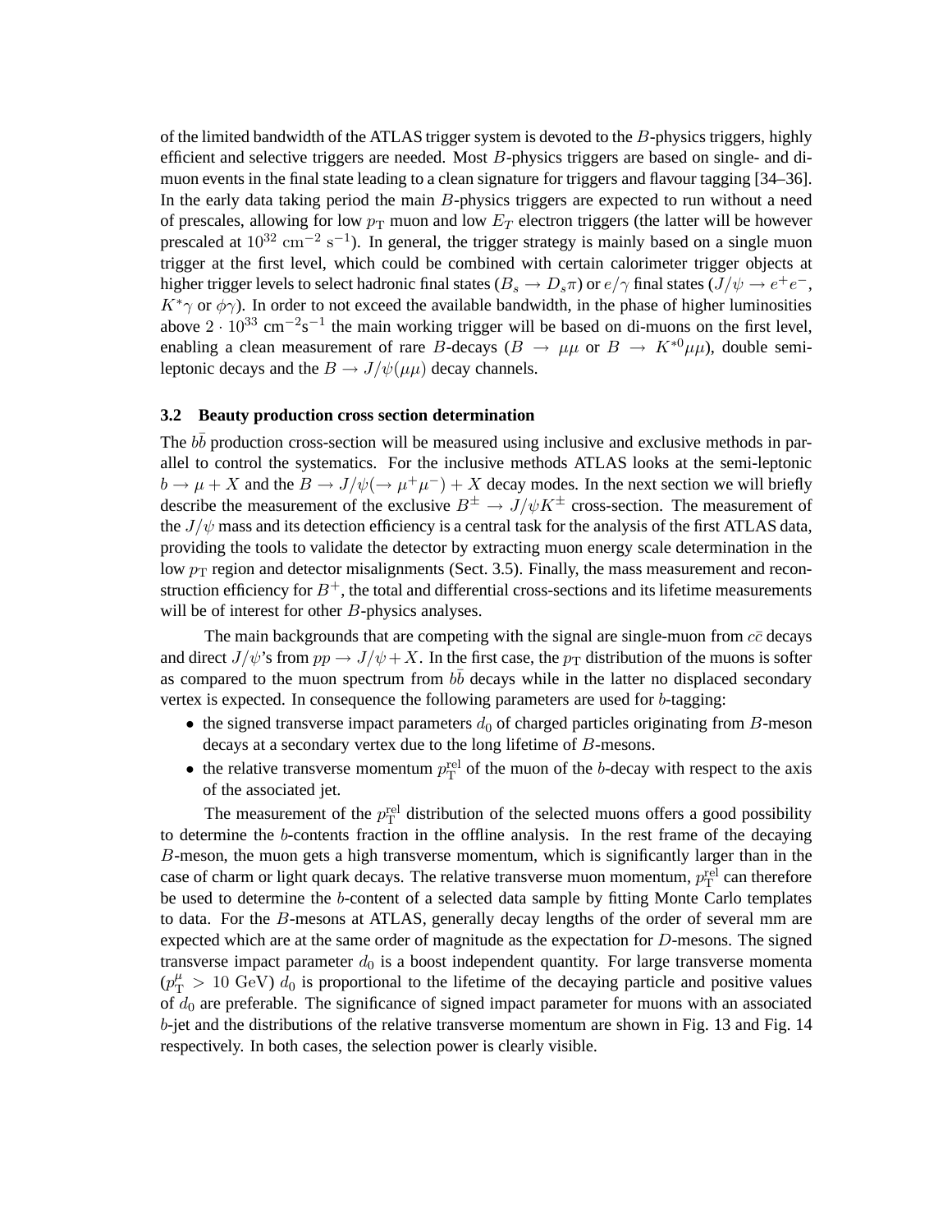of the limited bandwidth of the ATLAS trigger system is devoted to the $B$-physics triggers, highly efficient and selective triggers are needed. Most $B$-physics triggers are based on single- and di-muon events in the final state leading to a clean signature for triggers and flavour tagging [34–36]. In the early data taking period the main $B$-physics triggers are expected to run without a need of prescales, allowing for low $p_{\mathrm{T}}$ muon and low $E_T$ electron triggers (the latter will be however prescaled at $10^{32}\ \mathrm{cm}^{-2}\ \mathrm{s}^{-1}$). In general, the trigger strategy is mainly based on a single muon trigger at the first level, which could be combined with certain calorimeter trigger objects at higher trigger levels to select hadronic final states ($B_s \to D_s\pi$) or $e/\gamma$ final states ($J/\psi \to e^+e^-$, $K^*\gamma$ or $\phi\gamma$). In order to not exceed the available bandwidth, in the phase of higher luminosities above $2 \cdot 10^{33}\ \mathrm{cm}^{-2}\mathrm{s}^{-1}$ the main working trigger will be based on di-muons on the first level, enabling a clean measurement of rare $B$-decays ($B \to \mu\mu$ or $B \to K^{*0}\mu\mu$), double semi-leptonic decays and the $B \to J/\psi(\mu\mu)$ decay channels.

### 3.2 Beauty production cross section determination

The $b\bar{b}$ production cross-section will be measured using inclusive and exclusive methods in parallel to control the systematics. For the inclusive methods ATLAS looks at the semi-leptonic $b \to \mu + X$ and the $B \to J/\psi(\to \mu^+\mu^-) + X$ decay modes. In the next section we will briefly describe the measurement of the exclusive $B^\pm \to J/\psi K^\pm$ cross-section. The measurement of the $J/\psi$ mass and its detection efficiency is a central task for the analysis of the first ATLAS data, providing the tools to validate the detector by extracting muon energy scale determination in the low $p_{\mathrm{T}}$ region and detector misalignments (Sect. 3.5). Finally, the mass measurement and reconstruction efficiency for $B^+$, the total and differential cross-sections and its lifetime measurements will be of interest for other $B$-physics analyses.

The main backgrounds that are competing with the signal are single-muon from $c\bar{c}$ decays and direct $J/\psi$'s from $pp \to J/\psi + X$. In the first case, the $p_{\mathrm{T}}$ distribution of the muons is softer as compared to the muon spectrum from $b\bar{b}$ decays while in the latter no displaced secondary vertex is expected. In consequence the following parameters are used for $b$-tagging:

- the signed transverse impact parameters $d_0$ of charged particles originating from $B$-meson decays at a secondary vertex due to the long lifetime of $B$-mesons.
- the relative transverse momentum $p_{\mathrm{T}}^{\mathrm{rel}}$ of the muon of the $b$-decay with respect to the axis of the associated jet.

The measurement of the $p_{\mathrm{T}}^{\mathrm{rel}}$ distribution of the selected muons offers a good possibility to determine the $b$-contents fraction in the offline analysis. In the rest frame of the decaying $B$-meson, the muon gets a high transverse momentum, which is significantly larger than in the case of charm or light quark decays. The relative transverse muon momentum, $p_{\mathrm{T}}^{\mathrm{rel}}$ can therefore be used to determine the $b$-content of a selected data sample by fitting Monte Carlo templates to data. For the $B$-mesons at ATLAS, generally decay lengths of the order of several mm are expected which are at the same order of magnitude as the expectation for $D$-mesons. The signed transverse impact parameter $d_0$ is a boost independent quantity. For large transverse momenta ($p_{\mathrm{T}}^{\mu} > 10\ \mathrm{GeV}$) $d_0$ is proportional to the lifetime of the decaying particle and positive values of $d_0$ are preferable. The significance of signed impact parameter for muons with an associated $b$-jet and the distributions of the relative transverse momentum are shown in Fig. 13 and Fig. 14 respectively. In both cases, the selection power is clearly visible.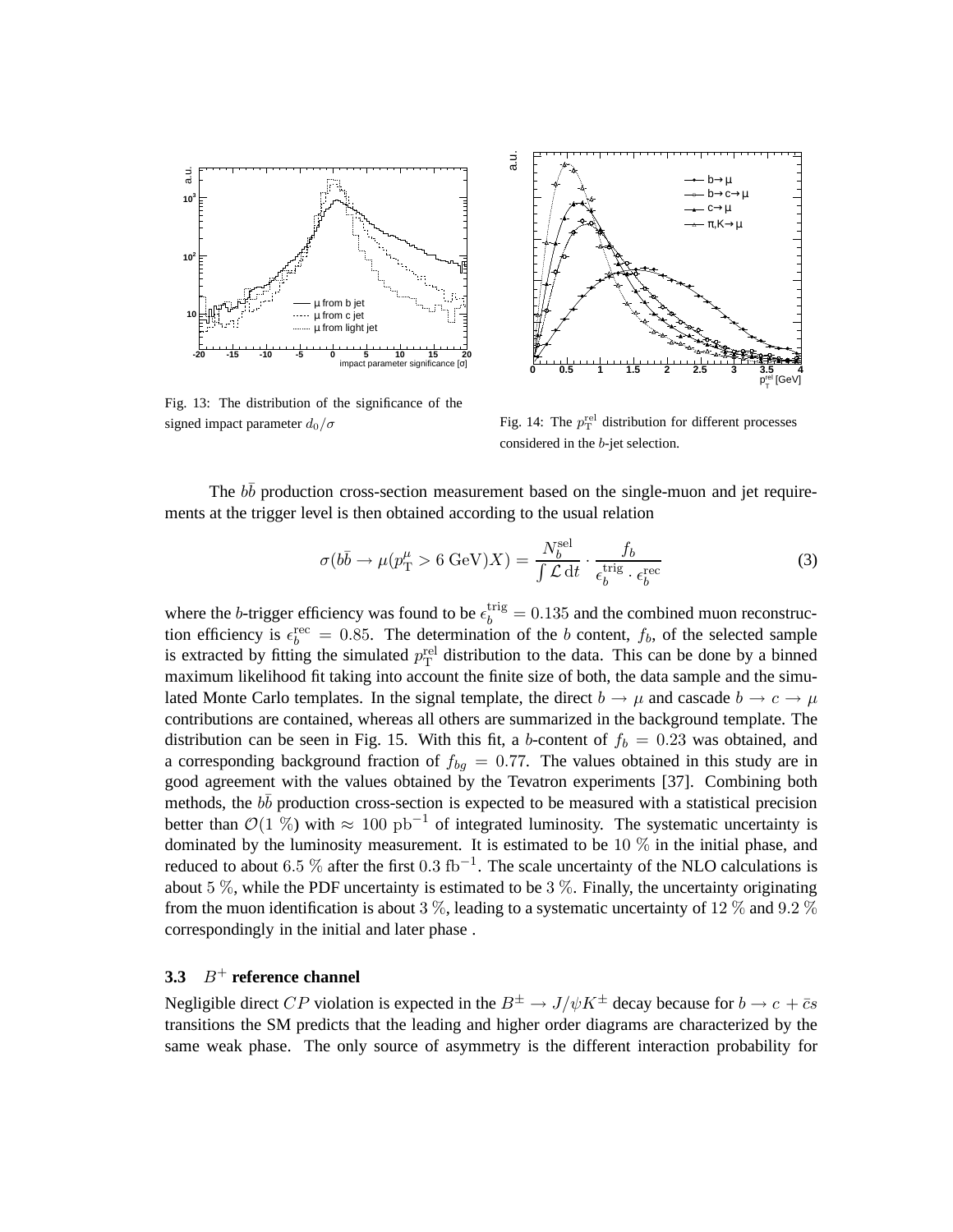Fig. 13: The distribution of the significance of the signed impact parameter $d_0/\sigma$

Fig. 14: The $p_{\mathrm{T}}^{\mathrm{rel}}$ distribution for different processes considered in the $b$-jet selection.

The $b\bar{b}$ production cross-section measurement based on the single-muon and jet requirements at the trigger level is then obtained according to the usual relation

$$\sigma(b\bar{b} \to \mu(p_{\mathrm{T}}^{\mu} > 6\ \mathrm{GeV})X) = \frac{N_b^{\mathrm{sel}}}{\int \mathcal{L}\,\mathrm{d}t} \cdot \frac{f_b}{\epsilon_b^{\mathrm{trig}} \cdot \epsilon_b^{\mathrm{rec}}} \tag{3}$$

where the $b$-trigger efficiency was found to be $\epsilon_b^{\mathrm{trig}} = 0.135$ and the combined muon reconstruction efficiency is $\epsilon_b^{\mathrm{rec}} = 0.85$. The determination of the $b$ content, $f_b$, of the selected sample is extracted by fitting the simulated $p_{\mathrm{T}}^{\mathrm{rel}}$ distribution to the data. This can be done by a binned maximum likelihood fit taking into account the finite size of both, the data sample and the simulated Monte Carlo templates. In the signal template, the direct $b \to \mu$ and cascade $b \to c \to \mu$ contributions are contained, whereas all others are summarized in the background template. The distribution can be seen in Fig. 15. With this fit, a $b$-content of $f_b = 0.23$ was obtained, and a corresponding background fraction of $f_{bg} = 0.77$. The values obtained in this study are in good agreement with the values obtained by the Tevatron experiments [37]. Combining both methods, the $b\bar{b}$ production cross-section is expected to be measured with a statistical precision better than $\mathcal{O}(1\ \%)$ with $\approx 100\ \mathrm{pb}^{-1}$ of integrated luminosity. The systematic uncertainty is dominated by the luminosity measurement. It is estimated to be $10\ \%$ in the initial phase, and reduced to about $6.5\ \%$ after the first $0.3\ \mathrm{fb}^{-1}$. The scale uncertainty of the NLO calculations is about $5\ \%$, while the PDF uncertainty is estimated to be $3\ \%$. Finally, the uncertainty originating from the muon identification is about $3\ \%$, leading to a systematic uncertainty of $12\ \%$ and $9.2\ \%$ correspondingly in the initial and later phase .

### 3.3 $B^+$ reference channel

Negligible direct $CP$ violation is expected in the $B^{\pm} \to J/\psi K^{\pm}$ decay because for $b \to c + \bar{c}s$ transitions the SM predicts that the leading and higher order diagrams are characterized by the same weak phase. The only source of asymmetry is the different interaction probability for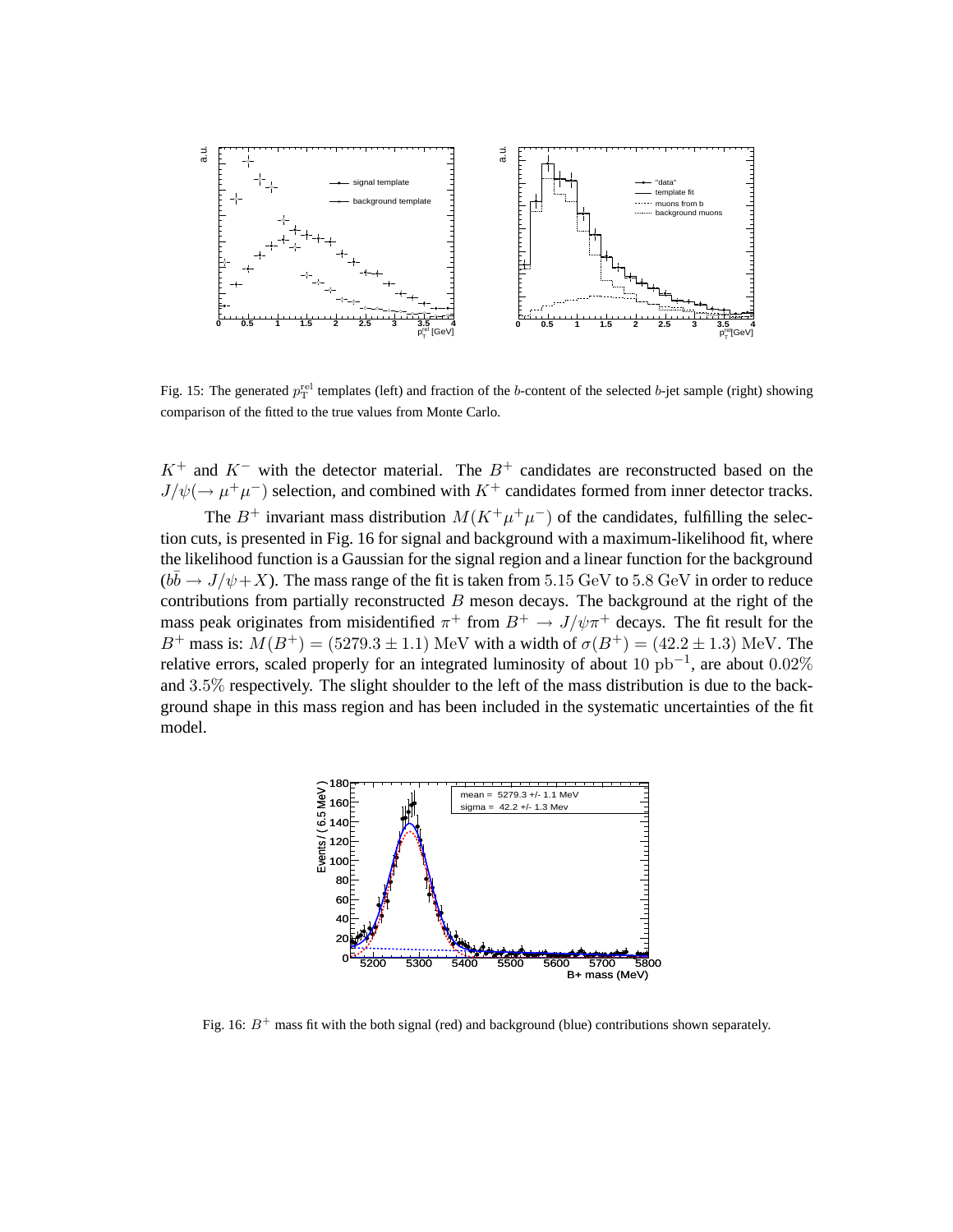Fig. 15: The generated $p_T^{\rm rel}$ templates (left) and fraction of the $b$-content of the selected $b$-jet sample (right) showing comparison of the fitted to the true values from Monte Carlo.

$K^+$ and $K^-$ with the detector material. The $B^+$ candidates are reconstructed based on the $J/\psi(\to \mu^+\mu^-)$ selection, and combined with $K^+$ candidates formed from inner detector tracks.

The $B^+$ invariant mass distribution $M(K^+\mu^+\mu^-)$ of the candidates, fulfilling the selection cuts, is presented in Fig. 16 for signal and background with a maximum-likelihood fit, where the likelihood function is a Gaussian for the signal region and a linear function for the background ($b\bar{b} \to J/\psi + X$). The mass range of the fit is taken from $5.15$ GeV to $5.8$ GeV in order to reduce contributions from partially reconstructed $B$ meson decays. The background at the right of the mass peak originates from misidentified $\pi^+$ from $B^+ \to J/\psi\pi^+$ decays. The fit result for the $B^+$ mass is: $M(B^+) = (5279.3 \pm 1.1)$ MeV with a width of $\sigma(B^+) = (42.2 \pm 1.3)$ MeV. The relative errors, scaled properly for an integrated luminosity of about $10\ \mathrm{pb}^{-1}$, are about $0.02\%$ and $3.5\%$ respectively. The slight shoulder to the left of the mass distribution is due to the background shape in this mass region and has been included in the systematic uncertainties of the fit model.

Fig. 16: $B^+$ mass fit with the both signal (red) and background (blue) contributions shown separately.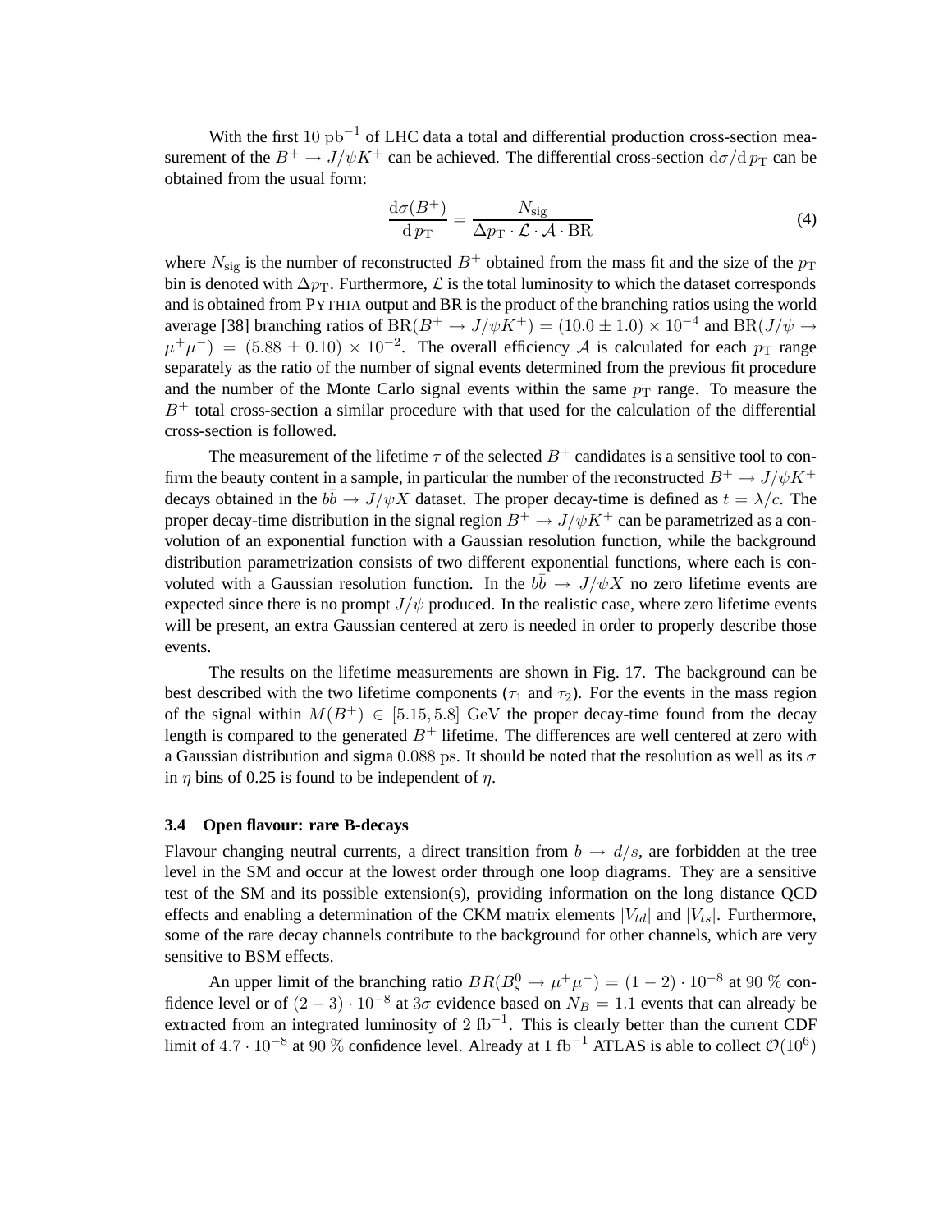With the first $10\ \mathrm{pb}^{-1}$ of LHC data a total and differential production cross-section measurement of the $B^+ \to J/\psi K^+$ can be achieved. The differential cross-section $\mathrm{d}\sigma/\mathrm{d}\,p_\mathrm{T}$ can be obtained from the usual form:

$$\frac{\mathrm{d}\sigma(B^+)}{\mathrm{d}\,p_\mathrm{T}} = \frac{N_\mathrm{sig}}{\Delta p_\mathrm{T} \cdot \mathcal{L} \cdot \mathcal{A} \cdot \mathrm{BR}} \tag{4}$$

where $N_\mathrm{sig}$ is the number of reconstructed $B^+$ obtained from the mass fit and the size of the $p_\mathrm{T}$ bin is denoted with $\Delta p_\mathrm{T}$. Furthermore, $\mathcal{L}$ is the total luminosity to which the dataset corresponds and is obtained from PYTHIA output and BR is the product of the branching ratios using the world average [38] branching ratios of $\mathrm{BR}(B^+ \to J/\psi K^+) = (10.0 \pm 1.0) \times 10^{-4}$ and $\mathrm{BR}(J/\psi \to \mu^+\mu^-) = (5.88 \pm 0.10) \times 10^{-2}$. The overall efficiency $\mathcal{A}$ is calculated for each $p_\mathrm{T}$ range separately as the ratio of the number of signal events determined from the previous fit procedure and the number of the Monte Carlo signal events within the same $p_\mathrm{T}$ range. To measure the $B^+$ total cross-section a similar procedure with that used for the calculation of the differential cross-section is followed.

The measurement of the lifetime $\tau$ of the selected $B^+$ candidates is a sensitive tool to confirm the beauty content in a sample, in particular the number of the reconstructed $B^+ \to J/\psi K^+$ decays obtained in the $b\bar{b} \to J/\psi X$ dataset. The proper decay-time is defined as $t = \lambda/c$. The proper decay-time distribution in the signal region $B^+ \to J/\psi K^+$ can be parametrized as a convolution of an exponential function with a Gaussian resolution function, while the background distribution parametrization consists of two different exponential functions, where each is convoluted with a Gaussian resolution function. In the $b\bar{b} \to J/\psi X$ no zero lifetime events are expected since there is no prompt $J/\psi$ produced. In the realistic case, where zero lifetime events will be present, an extra Gaussian centered at zero is needed in order to properly describe those events.

The results on the lifetime measurements are shown in Fig. 17. The background can be best described with the two lifetime components ($\tau_1$ and $\tau_2$). For the events in the mass region of the signal within $M(B^+) \in [5.15, 5.8]$ GeV the proper decay-time found from the decay length is compared to the generated $B^+$ lifetime. The differences are well centered at zero with a Gaussian distribution and sigma $0.088$ ps. It should be noted that the resolution as well as its $\sigma$ in $\eta$ bins of 0.25 is found to be independent of $\eta$.

### 3.4 Open flavour: rare B-decays

Flavour changing neutral currents, a direct transition from $b \to d/s$, are forbidden at the tree level in the SM and occur at the lowest order through one loop diagrams. They are a sensitive test of the SM and its possible extension(s), providing information on the long distance QCD effects and enabling a determination of the CKM matrix elements $|V_{td}|$ and $|V_{ts}|$. Furthermore, some of the rare decay channels contribute to the background for other channels, which are very sensitive to BSM effects.

An upper limit of the branching ratio $BR(B_s^0 \to \mu^+\mu^-) = (1-2) \cdot 10^{-8}$ at 90 % confidence level or of $(2-3) \cdot 10^{-8}$ at $3\sigma$ evidence based on $N_B = 1.1$ events that can already be extracted from an integrated luminosity of $2\ \mathrm{fb}^{-1}$. This is clearly better than the current CDF limit of $4.7 \cdot 10^{-8}$ at 90 % confidence level. Already at $1\ \mathrm{fb}^{-1}$ ATLAS is able to collect $\mathcal{O}(10^6)$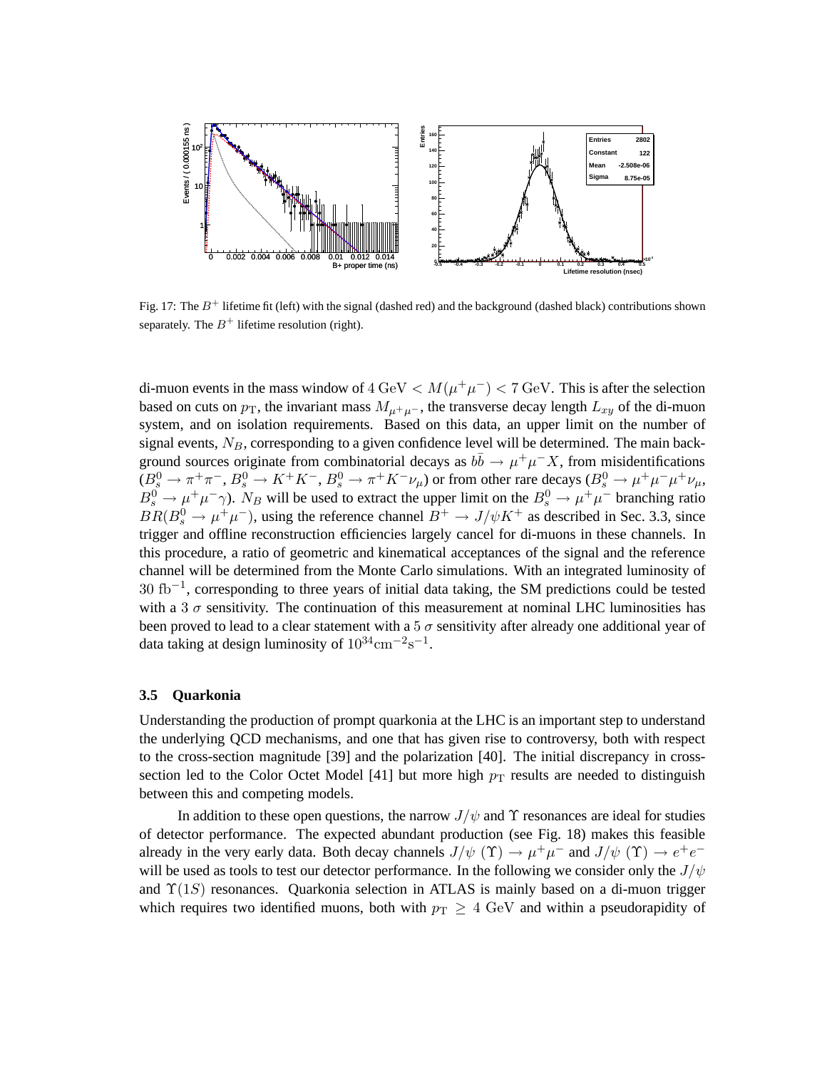Fig. 17: The $B^+$ lifetime fit (left) with the signal (dashed red) and the background (dashed black) contributions shown separately. The $B^+$ lifetime resolution (right).

di-muon events in the mass window of $4\,\mathrm{GeV} < M(\mu^+\mu^-) < 7\,\mathrm{GeV}$. This is after the selection based on cuts on $p_\mathrm{T}$, the invariant mass $M_{\mu^+\mu^-}$, the transverse decay length $L_{xy}$ of the di-muon system, and on isolation requirements. Based on this data, an upper limit on the number of signal events, $N_B$, corresponding to a given confidence level will be determined. The main background sources originate from combinatorial decays as $b\bar{b} \to \mu^+\mu^- X$, from misidentifications ($B^0_s \to \pi^+\pi^-$, $B^0_s \to K^+K^-$, $B^0_s \to \pi^+K^-\nu_\mu$) or from other rare decays ($B^0_s \to \mu^+\mu^-\mu^+\nu_\mu$, $B^0_s \to \mu^+\mu^-\gamma$). $N_B$ will be used to extract the upper limit on the $B^0_s \to \mu^+\mu^-$ branching ratio $BR(B^0_s \to \mu^+\mu^-)$, using the reference channel $B^+ \to J/\psi K^+$ as described in Sec. 3.3, since trigger and offline reconstruction efficiencies largely cancel for di-muons in these channels. In this procedure, a ratio of geometric and kinematical acceptances of the signal and the reference channel will be determined from the Monte Carlo simulations. With an integrated luminosity of $30\ \mathrm{fb}^{-1}$, corresponding to three years of initial data taking, the SM predictions could be tested with a $3\ \sigma$ sensitivity. The continuation of this measurement at nominal LHC luminosities has been proved to lead to a clear statement with a $5\ \sigma$ sensitivity after already one additional year of data taking at design luminosity of $10^{34}\mathrm{cm}^{-2}\mathrm{s}^{-1}$.

### 3.5 Quarkonia

Understanding the production of prompt quarkonia at the LHC is an important step to understand the underlying QCD mechanisms, and one that has given rise to controversy, both with respect to the cross-section magnitude [39] and the polarization [40]. The initial discrepancy in cross-section led to the Color Octet Model [41] but more high $p_\mathrm{T}$ results are needed to distinguish between this and competing models.

In addition to these open questions, the narrow $J/\psi$ and $\Upsilon$ resonances are ideal for studies of detector performance. The expected abundant production (see Fig. 18) makes this feasible already in the very early data. Both decay channels $J/\psi\ (\Upsilon) \to \mu^+\mu^-$ and $J/\psi\ (\Upsilon) \to e^+e^-$ will be used as tools to test our detector performance. In the following we consider only the $J/\psi$ and $\Upsilon(1S)$ resonances. Quarkonia selection in ATLAS is mainly based on a di-muon trigger which requires two identified muons, both with $p_\mathrm{T} \geq 4$ GeV and within a pseudorapidity of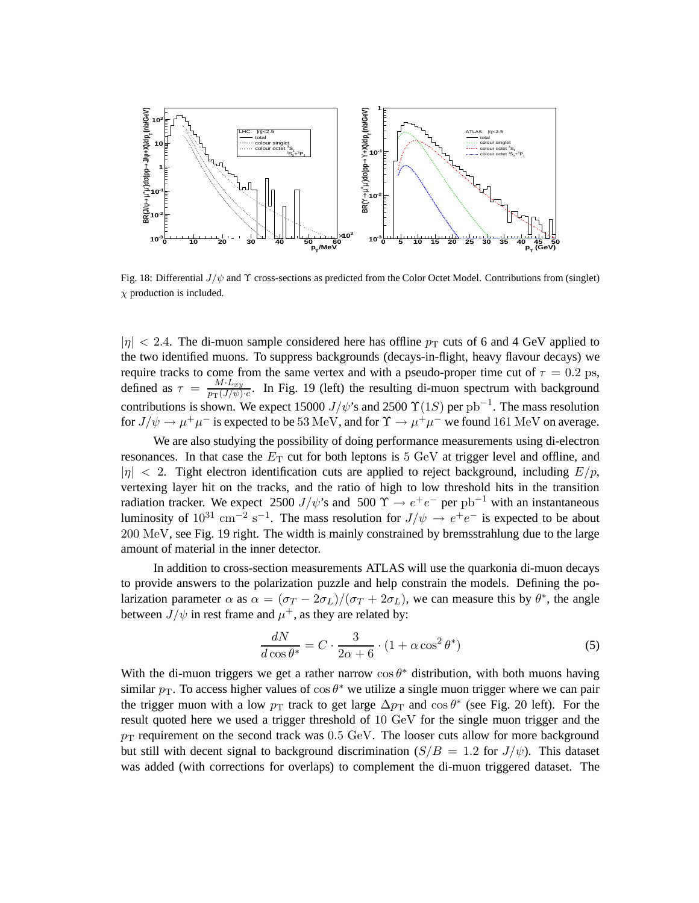Fig. 18: Differential $J/\psi$ and $\Upsilon$ cross-sections as predicted from the Color Octet Model. Contributions from (singlet) $\chi$ production is included.

$|\eta| < 2.4$. The di-muon sample considered here has offline $p_{\mathrm{T}}$ cuts of 6 and 4 GeV applied to the two identified muons. To suppress backgrounds (decays-in-flight, heavy flavour decays) we require tracks to come from the same vertex and with a pseudo-proper time cut of $\tau = 0.2$ ps, defined as $\tau = \frac{M \cdot L_{xy}}{p_{\mathrm{T}}(J/\psi) \cdot c}$. In Fig. 19 (left) the resulting di-muon spectrum with background contributions is shown. We expect 15000 $J/\psi$'s and 2500 $\Upsilon(1S)$ per $\mathrm{pb}^{-1}$. The mass resolution for $J/\psi \rightarrow \mu^+\mu^-$ is expected to be 53 MeV, and for $\Upsilon \rightarrow \mu^+\mu^-$ we found 161 MeV on average.

We are also studying the possibility of doing performance measurements using di-electron resonances. In that case the $E_{\mathrm{T}}$ cut for both leptons is 5 GeV at trigger level and offline, and $|\eta| < 2$. Tight electron identification cuts are applied to reject background, including $E/p$, vertexing layer hit on the tracks, and the ratio of high to low threshold hits in the transition radiation tracker. We expect 2500 $J/\psi$'s and 500 $\Upsilon \rightarrow e^+e^-$ per $\mathrm{pb}^{-1}$ with an instantaneous luminosity of $10^{31}\ \mathrm{cm}^{-2}\ \mathrm{s}^{-1}$. The mass resolution for $J/\psi \rightarrow e^+e^-$ is expected to be about 200 MeV, see Fig. 19 right. The width is mainly constrained by bremsstrahlung due to the large amount of material in the inner detector.

In addition to cross-section measurements ATLAS will use the quarkonia di-muon decays to provide answers to the polarization puzzle and help constrain the models. Defining the polarization parameter $\alpha$ as $\alpha = (\sigma_T - 2\sigma_L)/(\sigma_T + 2\sigma_L)$, we can measure this by $\theta^*$, the angle between $J/\psi$ in rest frame and $\mu^+$, as they are related by:

$$\frac{dN}{d\cos\theta^*} = C \cdot \frac{3}{2\alpha + 6} \cdot (1 + \alpha \cos^2\theta^*) \tag{5}$$

With the di-muon triggers we get a rather narrow $\cos\theta^*$ distribution, with both muons having similar $p_{\mathrm{T}}$. To access higher values of $\cos\theta^*$ we utilize a single muon trigger where we can pair the trigger muon with a low $p_{\mathrm{T}}$ track to get large $\Delta p_{\mathrm{T}}$ and $\cos\theta^*$ (see Fig. 20 left). For the result quoted here we used a trigger threshold of 10 GeV for the single muon trigger and the $p_{\mathrm{T}}$ requirement on the second track was 0.5 GeV. The looser cuts allow for more background but still with decent signal to background discrimination ($S/B = 1.2$ for $J/\psi$). This dataset was added (with corrections for overlaps) to complement the di-muon triggered dataset. The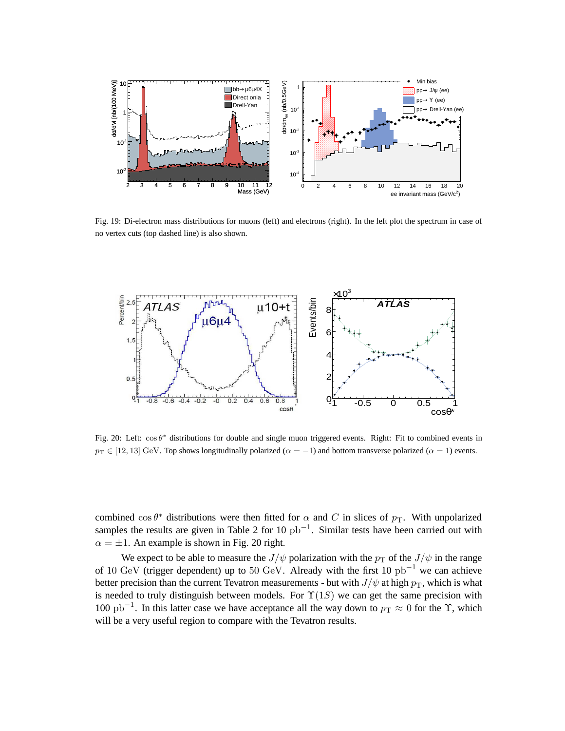Fig. 19: Di-electron mass distributions for muons (left) and electrons (right). In the left plot the spectrum in case of no vertex cuts (top dashed line) is also shown.

Fig. 20: Left: $\cos\theta^*$ distributions for double and single muon triggered events. Right: Fit to combined events in $p_{\mathrm{T}} \in [12, 13]$ GeV. Top shows longitudinally polarized ($\alpha = -1$) and bottom transverse polarized ($\alpha = 1$) events.

combined $\cos\theta^*$ distributions were then fitted for $\alpha$ and $C$ in slices of $p_{\mathrm{T}}$. With unpolarized samples the results are given in Table 2 for 10 $\mathrm{pb}^{-1}$. Similar tests have been carried out with $\alpha = \pm 1$. An example is shown in Fig. 20 right.

We expect to be able to measure the $J/\psi$ polarization with the $p_{\mathrm{T}}$ of the $J/\psi$ in the range of 10 GeV (trigger dependent) up to 50 GeV. Already with the first 10 $\mathrm{pb}^{-1}$ we can achieve better precision than the current Tevatron measurements - but with $J/\psi$ at high $p_{\mathrm{T}}$, which is what is needed to truly distinguish between models. For $\Upsilon(1S)$ we can get the same precision with 100 $\mathrm{pb}^{-1}$. In this latter case we have acceptance all the way down to $p_{\mathrm{T}} \approx 0$ for the $\Upsilon$, which will be a very useful region to compare with the Tevatron results.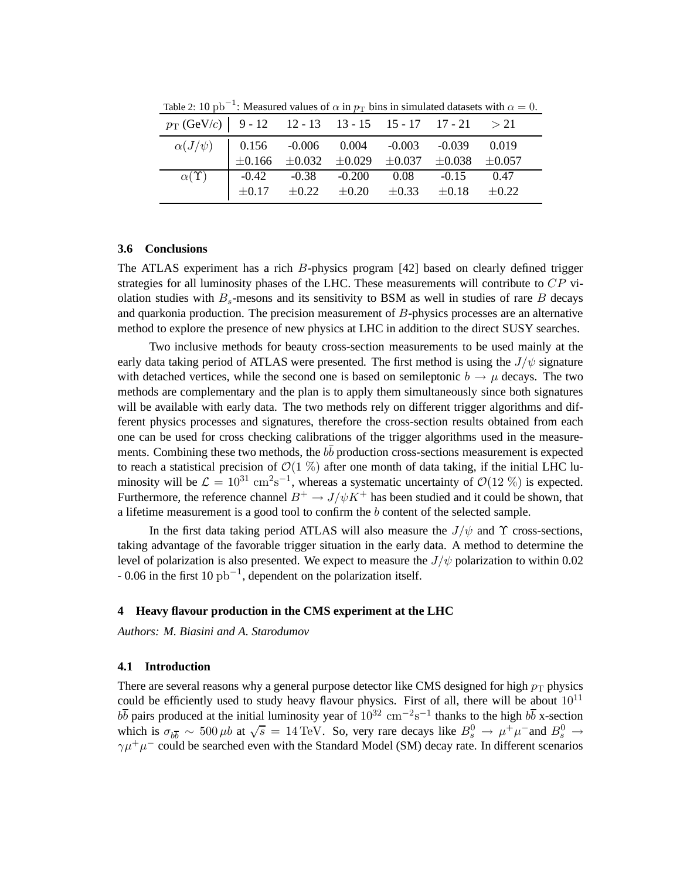Table 2: 10 $\mathrm{pb}^{-1}$: Measured values of $\alpha$ in $p_{\mathrm{T}}$ bins in simulated datasets with $\alpha = 0$.

| $p_{\mathrm{T}}$ (GeV/$c$) | 9 - 12 | 12 - 13 | 13 - 15 | 15 - 17 | 17 - 21 | $> 21$ |
|---|---|---|---|---|---|---|
| $\alpha(J/\psi)$ | 0.156 | -0.006 | 0.004 | -0.003 | -0.039 | 0.019 |
| | $\pm0.166$ | $\pm0.032$ | $\pm0.029$ | $\pm0.037$ | $\pm0.038$ | $\pm0.057$ |
| $\alpha(\Upsilon)$ | -0.42 | -0.38 | -0.200 | 0.08 | -0.15 | 0.47 |
| | $\pm0.17$ | $\pm0.22$ | $\pm0.20$ | $\pm0.33$ | $\pm0.18$ | $\pm0.22$ |

### 3.6 Conclusions

The ATLAS experiment has a rich $B$-physics program [42] based on clearly defined trigger strategies for all luminosity phases of the LHC. These measurements will contribute to $CP$ violation studies with $B_s$-mesons and its sensitivity to BSM as well in studies of rare $B$ decays and quarkonia production. The precision measurement of $B$-physics processes are an alternative method to explore the presence of new physics at LHC in addition to the direct SUSY searches.

Two inclusive methods for beauty cross-section measurements to be used mainly at the early data taking period of ATLAS were presented. The first method is using the $J/\psi$ signature with detached vertices, while the second one is based on semileptonic $b \to \mu$ decays. The two methods are complementary and the plan is to apply them simultaneously since both signatures will be available with early data. The two methods rely on different trigger algorithms and different physics processes and signatures, therefore the cross-section results obtained from each one can be used for cross checking calibrations of the trigger algorithms used in the measurements. Combining these two methods, the $b\bar{b}$ production cross-sections measurement is expected to reach a statistical precision of $\mathcal{O}(1\ \%)$ after one month of data taking, if the initial LHC luminosity will be $\mathcal{L} = 10^{31}\ \mathrm{cm}^{2}\mathrm{s}^{-1}$, whereas a systematic uncertainty of $\mathcal{O}(12\ \%)$ is expected. Furthermore, the reference channel $B^+ \to J/\psi K^+$ has been studied and it could be shown, that a lifetime measurement is a good tool to confirm the $b$ content of the selected sample.

In the first data taking period ATLAS will also measure the $J/\psi$ and $\Upsilon$ cross-sections, taking advantage of the favorable trigger situation in the early data. A method to determine the level of polarization is also presented. We expect to measure the $J/\psi$ polarization to within 0.02 - 0.06 in the first 10 $\mathrm{pb}^{-1}$, dependent on the polarization itself.

## 4 Heavy flavour production in the CMS experiment at the LHC

*Authors: M. Biasini and A. Starodumov*

### 4.1 Introduction

There are several reasons why a general purpose detector like CMS designed for high $p_{\mathrm{T}}$ physics could be efficiently used to study heavy flavour physics. First of all, there will be about $10^{11}$ $b\overline{b}$ pairs produced at the initial luminosity year of $10^{32}\ \mathrm{cm}^{-2}\mathrm{s}^{-1}$ thanks to the high $b\overline{b}$ x-section which is $\sigma_{b\overline{b}} \sim 500\,\mu b$ at $\sqrt{s} = 14\,\mathrm{TeV}$. So, very rare decays like $B_s^0 \to \mu^+\mu^-$and $B_s^0 \to \gamma\mu^+\mu^-$ could be searched even with the Standard Model (SM) decay rate. In different scenarios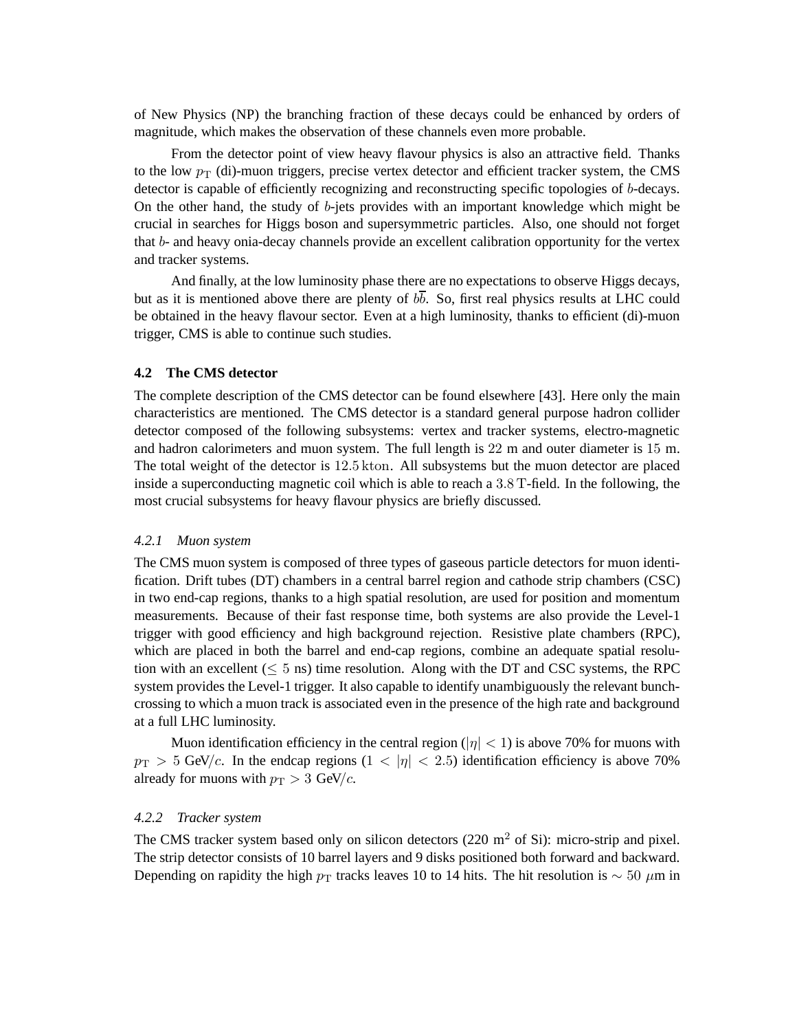of New Physics (NP) the branching fraction of these decays could be enhanced by orders of magnitude, which makes the observation of these channels even more probable.

From the detector point of view heavy flavour physics is also an attractive field. Thanks to the low $p_{\mathrm{T}}$ (di)-muon triggers, precise vertex detector and efficient tracker system, the CMS detector is capable of efficiently recognizing and reconstructing specific topologies of $b$-decays. On the other hand, the study of $b$-jets provides with an important knowledge which might be crucial in searches for Higgs boson and supersymmetric particles. Also, one should not forget that $b$- and heavy onia-decay channels provide an excellent calibration opportunity for the vertex and tracker systems.

And finally, at the low luminosity phase there are no expectations to observe Higgs decays, but as it is mentioned above there are plenty of $b\overline{b}$. So, first real physics results at LHC could be obtained in the heavy flavour sector. Even at a high luminosity, thanks to efficient (di)-muon trigger, CMS is able to continue such studies.

### 4.2 The CMS detector

The complete description of the CMS detector can be found elsewhere [43]. Here only the main characteristics are mentioned. The CMS detector is a standard general purpose hadron collider detector composed of the following subsystems: vertex and tracker systems, electro-magnetic and hadron calorimeters and muon system. The full length is $22$ m and outer diameter is $15$ m. The total weight of the detector is $12.5\,\mathrm{kton}$. All subsystems but the muon detector are placed inside a superconducting magnetic coil which is able to reach a $3.8$ T-field. In the following, the most crucial subsystems for heavy flavour physics are briefly discussed.

#### *4.2.1 Muon system*

The CMS muon system is composed of three types of gaseous particle detectors for muon identification. Drift tubes (DT) chambers in a central barrel region and cathode strip chambers (CSC) in two end-cap regions, thanks to a high spatial resolution, are used for position and momentum measurements. Because of their fast response time, both systems are also provide the Level-1 trigger with good efficiency and high background rejection. Resistive plate chambers (RPC), which are placed in both the barrel and end-cap regions, combine an adequate spatial resolution with an excellent ($\leq 5$ ns) time resolution. Along with the DT and CSC systems, the RPC system provides the Level-1 trigger. It also capable to identify unambiguously the relevant bunch-crossing to which a muon track is associated even in the presence of the high rate and background at a full LHC luminosity.

Muon identification efficiency in the central region ($|\eta| < 1$) is above 70% for muons with $p_{\mathrm{T}} > 5$ GeV$/c$. In the endcap regions ($1 < |\eta| < 2.5$) identification efficiency is above 70% already for muons with $p_{\mathrm{T}} > 3$ GeV$/c$.

#### *4.2.2 Tracker system*

The CMS tracker system based only on silicon detectors (220 m$^2$ of Si): micro-strip and pixel. The strip detector consists of 10 barrel layers and 9 disks positioned both forward and backward. Depending on rapidity the high $p_{\mathrm{T}}$ tracks leaves 10 to 14 hits. The hit resolution is $\sim 50$ $\mu$m in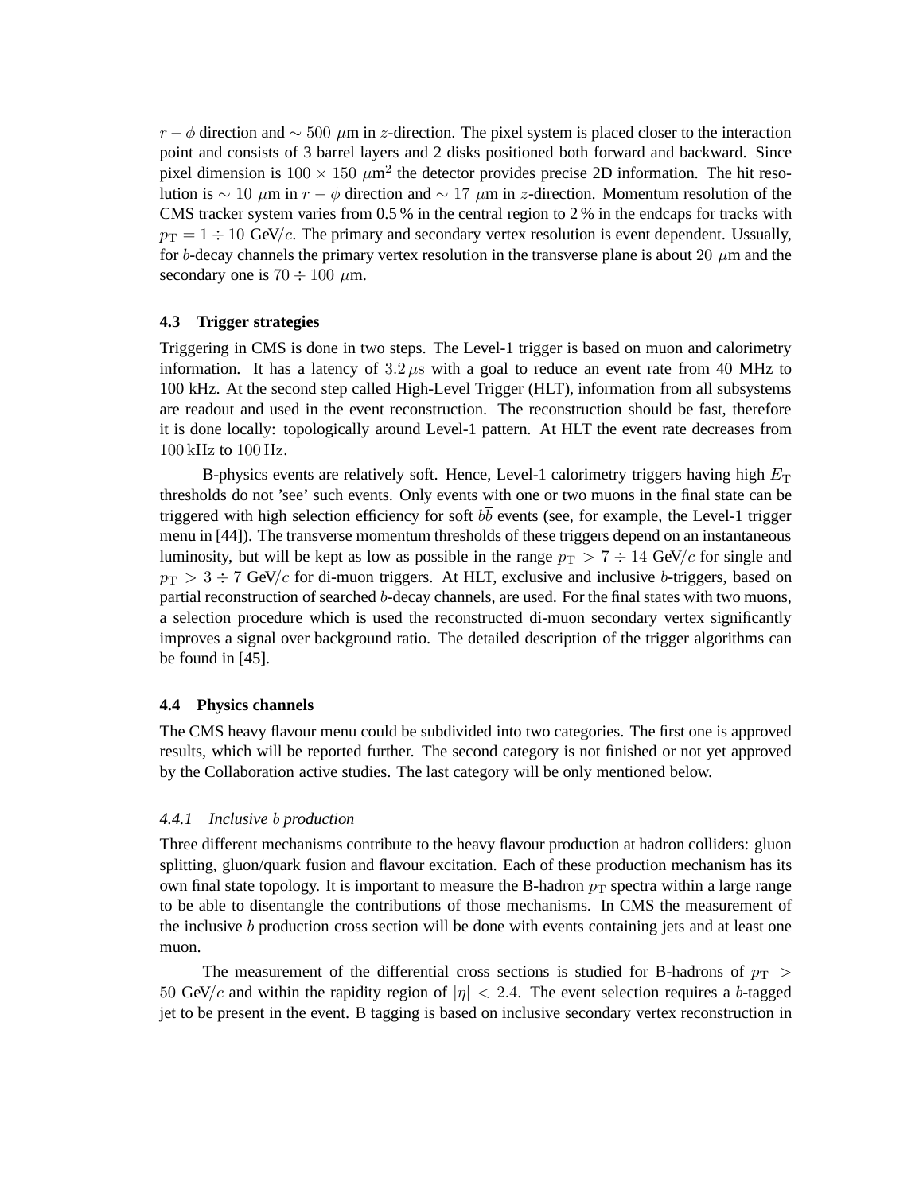$r-\phi$ direction and $\sim 500\ \mu$m in $z$-direction. The pixel system is placed closer to the interaction point and consists of 3 barrel layers and 2 disks positioned both forward and backward. Since pixel dimension is $100 \times 150\ \mu\text{m}^2$ the detector provides precise 2D information. The hit resolution is $\sim 10\ \mu$m in $r-\phi$ direction and $\sim 17\ \mu$m in $z$-direction. Momentum resolution of the CMS tracker system varies from 0.5 % in the central region to 2 % in the endcaps for tracks with $p_\mathrm{T} = 1 \div 10$ GeV/$c$. The primary and secondary vertex resolution is event dependent. Ussually, for $b$-decay channels the primary vertex resolution in the transverse plane is about $20\ \mu$m and the secondary one is $70 \div 100\ \mu$m.

### 4.3 Trigger strategies

Triggering in CMS is done in two steps. The Level-1 trigger is based on muon and calorimetry information. It has a latency of $3.2\,\mu$s with a goal to reduce an event rate from 40 MHz to 100 kHz. At the second step called High-Level Trigger (HLT), information from all subsystems are readout and used in the event reconstruction. The reconstruction should be fast, therefore it is done locally: topologically around Level-1 pattern. At HLT the event rate decreases from 100 kHz to 100 Hz.

B-physics events are relatively soft. Hence, Level-1 calorimetry triggers having high $E_\mathrm{T}$ thresholds do not 'see' such events. Only events with one or two muons in the final state can be triggered with high selection efficiency for soft $b\overline{b}$ events (see, for example, the Level-1 trigger menu in [44]). The transverse momentum thresholds of these triggers depend on an instantaneous luminosity, but will be kept as low as possible in the range $p_\mathrm{T} > 7 \div 14$ GeV/$c$ for single and $p_\mathrm{T} > 3 \div 7$ GeV/$c$ for di-muon triggers. At HLT, exclusive and inclusive $b$-triggers, based on partial reconstruction of searched $b$-decay channels, are used. For the final states with two muons, a selection procedure which is used the reconstructed di-muon secondary vertex significantly improves a signal over background ratio. The detailed description of the trigger algorithms can be found in [45].

### 4.4 Physics channels

The CMS heavy flavour menu could be subdivided into two categories. The first one is approved results, which will be reported further. The second category is not finished or not yet approved by the Collaboration active studies. The last category will be only mentioned below.

#### *4.4.1 Inclusive $b$ production*

Three different mechanisms contribute to the heavy flavour production at hadron colliders: gluon splitting, gluon/quark fusion and flavour excitation. Each of these production mechanism has its own final state topology. It is important to measure the B-hadron $p_\mathrm{T}$ spectra within a large range to be able to disentangle the contributions of those mechanisms. In CMS the measurement of the inclusive $b$ production cross section will be done with events containing jets and at least one muon.

The measurement of the differential cross sections is studied for B-hadrons of $p_\mathrm{T} > 50$ GeV/$c$ and within the rapidity region of $|\eta| < 2.4$. The event selection requires a $b$-tagged jet to be present in the event. B tagging is based on inclusive secondary vertex reconstruction in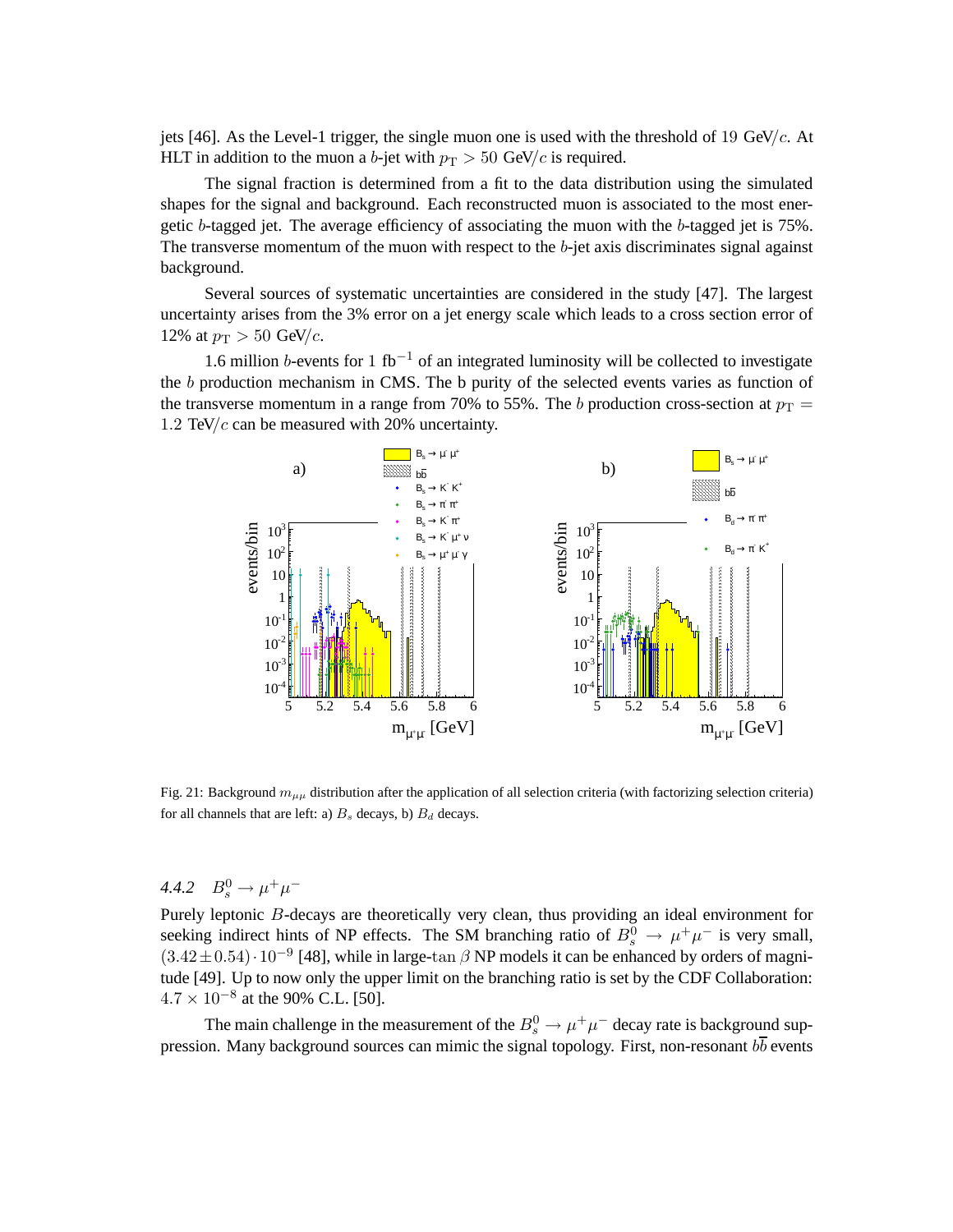jets [46]. As the Level-1 trigger, the single muon one is used with the threshold of $19$ GeV$/c$. At HLT in addition to the muon a $b$-jet with $p_{\rm T} > 50$ GeV$/c$ is required.

The signal fraction is determined from a fit to the data distribution using the simulated shapes for the signal and background. Each reconstructed muon is associated to the most energetic $b$-tagged jet. The average efficiency of associating the muon with the $b$-tagged jet is 75%. The transverse momentum of the muon with respect to the $b$-jet axis discriminates signal against background.

Several sources of systematic uncertainties are considered in the study [47]. The largest uncertainty arises from the 3% error on a jet energy scale which leads to a cross section error of 12% at $p_{\rm T} > 50$ GeV$/c$.

1.6 million $b$-events for 1 fb$^{-1}$ of an integrated luminosity will be collected to investigate the $b$ production mechanism in CMS. The b purity of the selected events varies as function of the transverse momentum in a range from 70% to 55%. The $b$ production cross-section at $p_{\rm T} = 1.2$ TeV$/c$ can be measured with 20% uncertainty.

Fig. 21: Background $m_{\mu\mu}$ distribution after the application of all selection criteria (with factorizing selection criteria) for all channels that are left: a) $B_s$ decays, b) $B_d$ decays.

#### 4.4.2 $B_s^0 \to \mu^+\mu^-$

Purely leptonic $B$-decays are theoretically very clean, thus providing an ideal environment for seeking indirect hints of NP effects. The SM branching ratio of $B_s^0 \to \mu^+\mu^-$ is very small, $(3.42 \pm 0.54) \cdot 10^{-9}$ [48], while in large-$\tan\beta$ NP models it can be enhanced by orders of magnitude [49]. Up to now only the upper limit on the branching ratio is set by the CDF Collaboration: $4.7 \times 10^{-8}$ at the 90% C.L. [50].

The main challenge in the measurement of the $B_s^0 \to \mu^+\mu^-$ decay rate is background suppression. Many background sources can mimic the signal topology. First, non-resonant $b\bar{b}$ events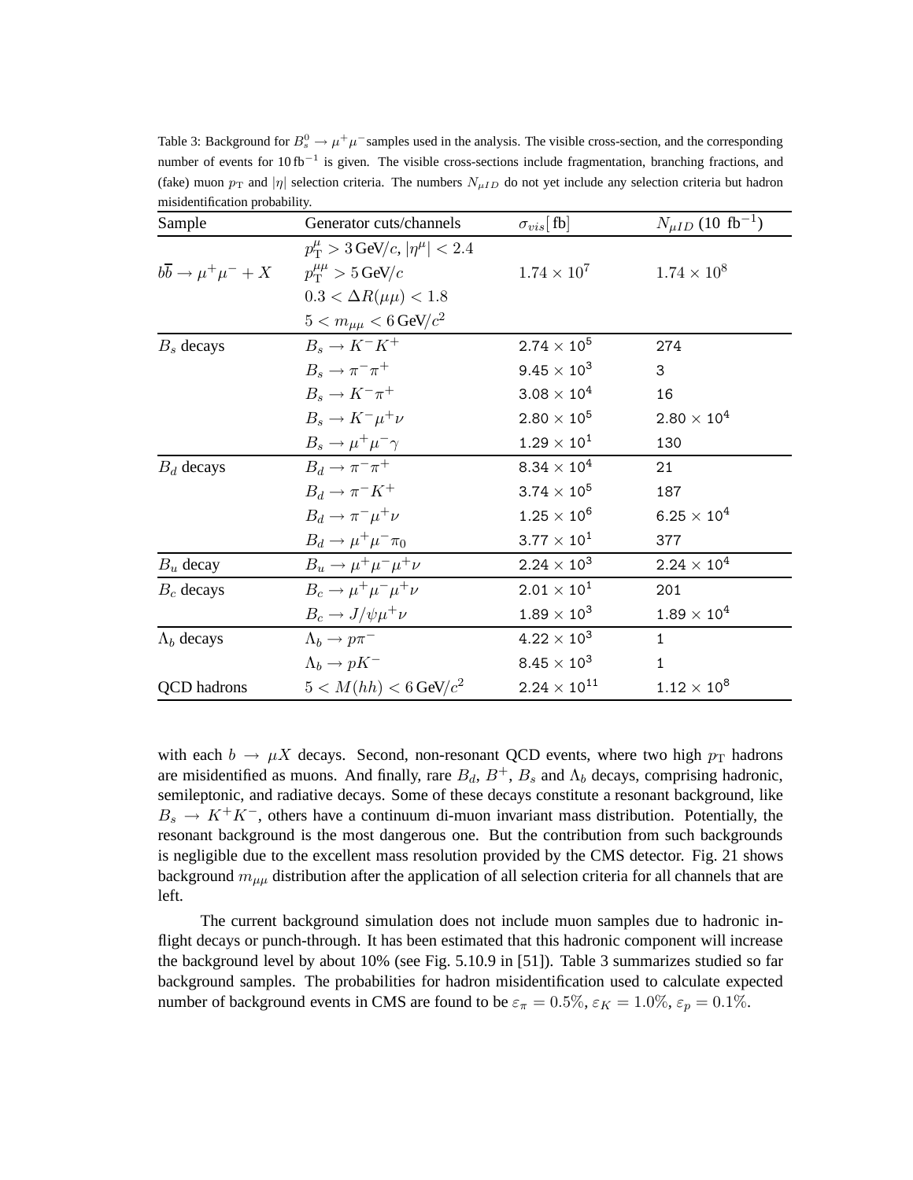Table 3: Background for $B_s^0 \to \mu^+\mu^-$ samples used in the analysis. The visible cross-section, and the corresponding number of events for $10\,\text{fb}^{-1}$ is given. The visible cross-sections include fragmentation, branching fractions, and (fake) muon $p_\text{T}$ and $|\eta|$ selection criteria. The numbers $N_{\mu ID}$ do not yet include any selection criteria but hadron misidentification probability.

| Sample | Generator cuts/channels | $\sigma_{vis}[\text{fb}]$ | $N_{\mu ID}$ (10 fb$^{-1}$) |
|---|---|---|---|
| $b\overline{b} \to \mu^+\mu^- + X$ | $p_\text{T}^\mu > 3\,\text{GeV}/c$, $\lvert\eta^\mu\rvert < 2.4$; $p_\text{T}^{\mu\mu} > 5\,\text{GeV}/c$; $0.3 < \Delta R(\mu\mu) < 1.8$; $5 < m_{\mu\mu} < 6\,\text{GeV}/c^2$ | $1.74 \times 10^7$ | $1.74 \times 10^8$ |
| $B_s$ decays | $B_s \to K^-K^+$ | $2.74 \times 10^5$ | 274 |
| | $B_s \to \pi^-\pi^+$ | $9.45 \times 10^3$ | 3 |
| | $B_s \to K^-\pi^+$ | $3.08 \times 10^4$ | 16 |
| | $B_s \to K^-\mu^+\nu$ | $2.80 \times 10^5$ | $2.80 \times 10^4$ |
| | $B_s \to \mu^+\mu^-\gamma$ | $1.29 \times 10^1$ | 130 |
| $B_d$ decays | $B_d \to \pi^-\pi^+$ | $8.34 \times 10^4$ | 21 |
| | $B_d \to \pi^-K^+$ | $3.74 \times 10^5$ | 187 |
| | $B_d \to \pi^-\mu^+\nu$ | $1.25 \times 10^6$ | $6.25 \times 10^4$ |
| | $B_d \to \mu^+\mu^-\pi_0$ | $3.77 \times 10^1$ | 377 |
| $B_u$ decay | $B_u \to \mu^+\mu^-\mu^+\nu$ | $2.24 \times 10^3$ | $2.24 \times 10^4$ |
| $B_c$ decays | $B_c \to \mu^+\mu^-\mu^+\nu$ | $2.01 \times 10^1$ | 201 |
| | $B_c \to J/\psi\mu^+\nu$ | $1.89 \times 10^3$ | $1.89 \times 10^4$ |
| $\Lambda_b$ decays | $\Lambda_b \to p\pi^-$ | $4.22 \times 10^3$ | 1 |
| | $\Lambda_b \to pK^-$ | $8.45 \times 10^3$ | 1 |
| QCD hadrons | $5 < M(hh) < 6\,\text{GeV}/c^2$ | $2.24 \times 10^{11}$ | $1.12 \times 10^8$ |

with each $b \to \mu X$ decays. Second, non-resonant QCD events, where two high $p_\text{T}$ hadrons are misidentified as muons. And finally, rare $B_d$, $B^+$, $B_s$ and $\Lambda_b$ decays, comprising hadronic, semileptonic, and radiative decays. Some of these decays constitute a resonant background, like $B_s \to K^+K^-$, others have a continuum di-muon invariant mass distribution. Potentially, the resonant background is the most dangerous one. But the contribution from such backgrounds is negligible due to the excellent mass resolution provided by the CMS detector. Fig. 21 shows background $m_{\mu\mu}$ distribution after the application of all selection criteria for all channels that are left.

The current background simulation does not include muon samples due to hadronic in-flight decays or punch-through. It has been estimated that this hadronic component will increase the background level by about 10% (see Fig. 5.10.9 in [51]). Table 3 summarizes studied so far background samples. The probabilities for hadron misidentification used to calculate expected number of background events in CMS are found to be $\varepsilon_\pi = 0.5\%$, $\varepsilon_K = 1.0\%$, $\varepsilon_p = 0.1\%$.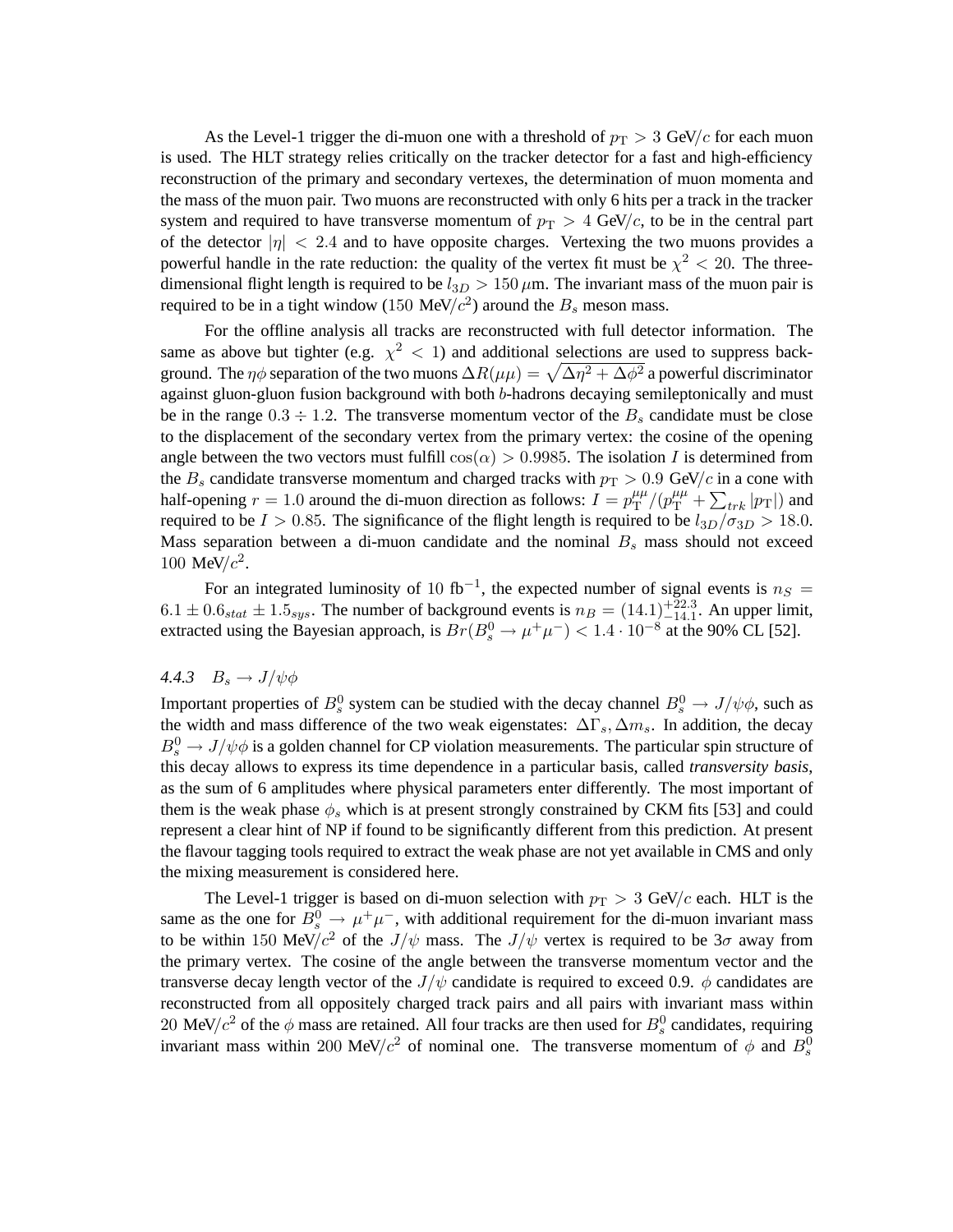As the Level-1 trigger the di-muon one with a threshold of $p_{\mathrm{T}} > 3$ GeV/$c$ for each muon is used. The HLT strategy relies critically on the tracker detector for a fast and high-efficiency reconstruction of the primary and secondary vertexes, the determination of muon momenta and the mass of the muon pair. Two muons are reconstructed with only 6 hits per a track in the tracker system and required to have transverse momentum of $p_{\mathrm{T}} > 4$ GeV/$c$, to be in the central part of the detector $|\eta| < 2.4$ and to have opposite charges. Vertexing the two muons provides a powerful handle in the rate reduction: the quality of the vertex fit must be $\chi^2 < 20$. The three-dimensional flight length is required to be $l_{3D} > 150\,\mu$m. The invariant mass of the muon pair is required to be in a tight window ($150$ MeV/$c^2$) around the $B_s$ meson mass.

For the offline analysis all tracks are reconstructed with full detector information. The same as above but tighter (e.g. $\chi^2 < 1$) and additional selections are used to suppress background. The $\eta\phi$ separation of the two muons $\Delta R(\mu\mu) = \sqrt{\Delta\eta^2 + \Delta\phi^2}$ a powerful discriminator against gluon-gluon fusion background with both $b$-hadrons decaying semileptonically and must be in the range $0.3 \div 1.2$. The transverse momentum vector of the $B_s$ candidate must be close to the displacement of the secondary vertex from the primary vertex: the cosine of the opening angle between the two vectors must fulfill $\cos(\alpha) > 0.9985$. The isolation $I$ is determined from the $B_s$ candidate transverse momentum and charged tracks with $p_{\mathrm{T}} > 0.9$ GeV/$c$ in a cone with half-opening $r = 1.0$ around the di-muon direction as follows: $I = p_{\mathrm{T}}^{\mu\mu}/(p_{\mathrm{T}}^{\mu\mu} + \sum_{trk}|p_{\mathrm{T}}|)$ and required to be $I > 0.85$. The significance of the flight length is required to be $l_{3D}/\sigma_{3D} > 18.0$. Mass separation between a di-muon candidate and the nominal $B_s$ mass should not exceed $100$ MeV/$c^2$.

For an integrated luminosity of $10$ fb$^{-1}$, the expected number of signal events is $n_S = 6.1 \pm 0.6_{stat} \pm 1.5_{sys}$. The number of background events is $n_B = (14.1)^{+22.3}_{-14.1}$. An upper limit, extracted using the Bayesian approach, is $Br(B_s^0 \to \mu^+\mu^-) < 1.4 \cdot 10^{-8}$ at the 90% CL [52].

#### 4.4.3 $B_s \to J/\psi\phi$

Important properties of $B_s^0$ system can be studied with the decay channel $B_s^0 \to J/\psi\phi$, such as the width and mass difference of the two weak eigenstates: $\Delta\Gamma_s, \Delta m_s$. In addition, the decay $B_s^0 \to J/\psi\phi$ is a golden channel for CP violation measurements. The particular spin structure of this decay allows to express its time dependence in a particular basis, called *transversity basis*, as the sum of 6 amplitudes where physical parameters enter differently. The most important of them is the weak phase $\phi_s$ which is at present strongly constrained by CKM fits [53] and could represent a clear hint of NP if found to be significantly different from this prediction. At present the flavour tagging tools required to extract the weak phase are not yet available in CMS and only the mixing measurement is considered here.

The Level-1 trigger is based on di-muon selection with $p_{\mathrm{T}} > 3$ GeV/$c$ each. HLT is the same as the one for $B_s^0 \to \mu^+\mu^-$, with additional requirement for the di-muon invariant mass to be within $150$ MeV/$c^2$ of the $J/\psi$ mass. The $J/\psi$ vertex is required to be $3\sigma$ away from the primary vertex. The cosine of the angle between the transverse momentum vector and the transverse decay length vector of the $J/\psi$ candidate is required to exceed 0.9. $\phi$ candidates are reconstructed from all oppositely charged track pairs and all pairs with invariant mass within $20$ MeV/$c^2$ of the $\phi$ mass are retained. All four tracks are then used for $B_s^0$ candidates, requiring invariant mass within $200$ MeV/$c^2$ of nominal one. The transverse momentum of $\phi$ and $B_s^0$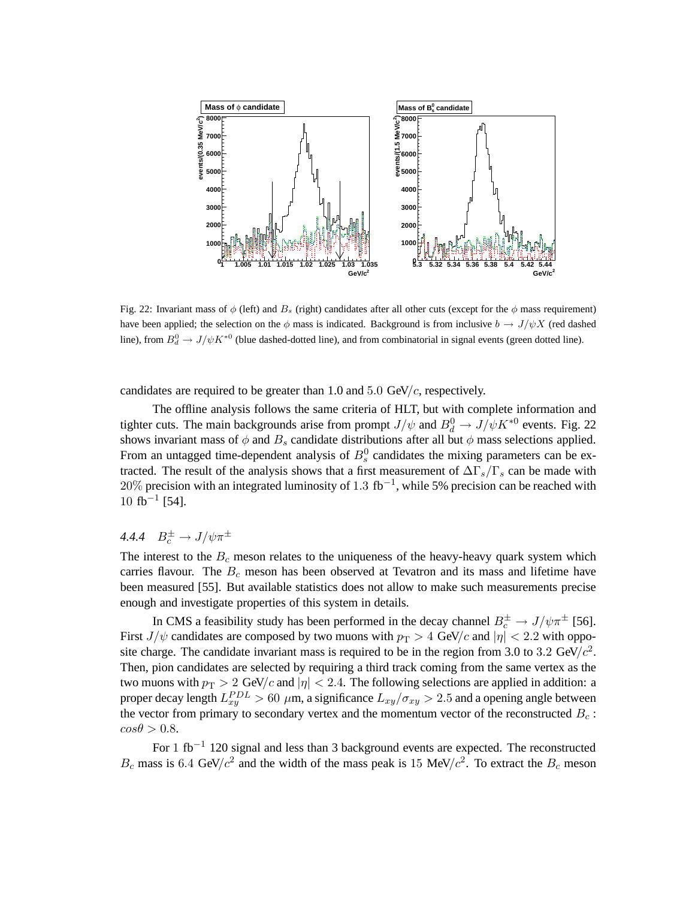Fig. 22: Invariant mass of $\phi$ (left) and $B_s$ (right) candidates after all other cuts (except for the $\phi$ mass requirement) have been applied; the selection on the $\phi$ mass is indicated. Background is from inclusive $b \rightarrow J/\psi X$ (red dashed line), from $B_d^0 \rightarrow J/\psi K^{*0}$ (blue dashed-dotted line), and from combinatorial in signal events (green dotted line).

candidates are required to be greater than 1.0 and $5.0$ GeV/$c$, respectively.

The offline analysis follows the same criteria of HLT, but with complete information and tighter cuts. The main backgrounds arise from prompt $J/\psi$ and $B_d^0 \rightarrow J/\psi K^{*0}$ events. Fig. 22 shows invariant mass of $\phi$ and $B_s$ candidate distributions after all but $\phi$ mass selections applied. From an untagged time-dependent analysis of $B_s^0$ candidates the mixing parameters can be extracted. The result of the analysis shows that a first measurement of $\Delta\Gamma_s/\Gamma_s$ can be made with $20\%$ precision with an integrated luminosity of $1.3$ fb$^{-1}$, while 5% precision can be reached with $10$ fb$^{-1}$ [54].

#### 4.4.4 $B_c^{\pm} \rightarrow J/\psi\pi^{\pm}$

The interest to the $B_c$ meson relates to the uniqueness of the heavy-heavy quark system which carries flavour. The $B_c$ meson has been observed at Tevatron and its mass and lifetime have been measured [55]. But available statistics does not allow to make such measurements precise enough and investigate properties of this system in details.

In CMS a feasibility study has been performed in the decay channel $B_c^{\pm} \rightarrow J/\psi\pi^{\pm}$ [56]. First $J/\psi$ candidates are composed by two muons with $p_{\mathrm{T}} > 4$ GeV/$c$ and $|\eta| < 2.2$ with opposite charge. The candidate invariant mass is required to be in the region from 3.0 to $3.2$ GeV/$c^2$. Then, pion candidates are selected by requiring a third track coming from the same vertex as the two muons with $p_{\mathrm{T}} > 2$ GeV/$c$ and $|\eta| < 2.4$. The following selections are applied in addition: a proper decay length $L_{xy}^{PDL} > 60$ $\mu$m, a significance $L_{xy}/\sigma_{xy} > 2.5$ and a opening angle between the vector from primary to secondary vertex and the momentum vector of the reconstructed $B_c$ : $cos\theta > 0.8$.

For $1$ fb$^{-1}$ 120 signal and less than 3 background events are expected. The reconstructed $B_c$ mass is $6.4$ GeV/$c^2$ and the width of the mass peak is $15$ MeV/$c^2$. To extract the $B_c$ meson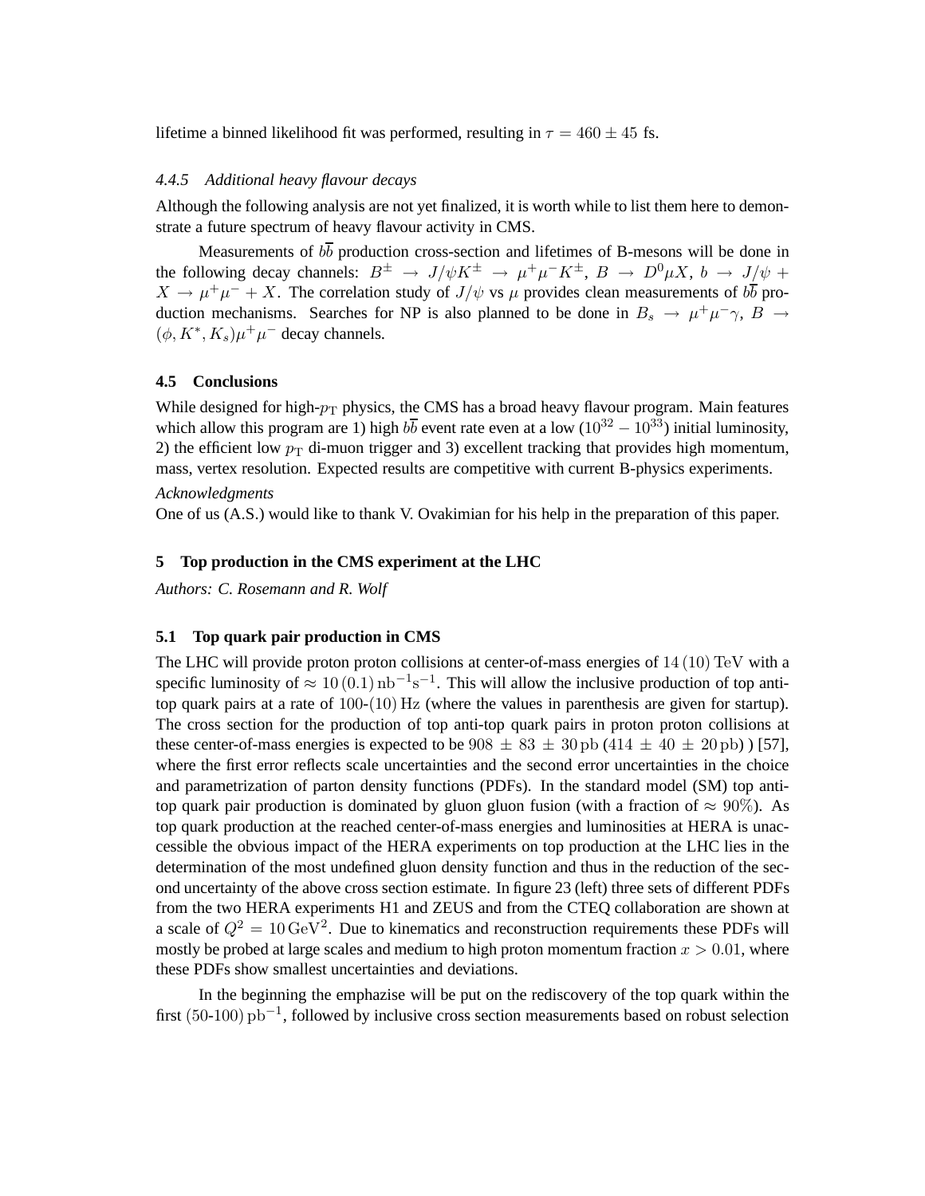lifetime a binned likelihood fit was performed, resulting in $\tau = 460 \pm 45$ fs.

#### 4.4.5 Additional heavy flavour decays

Although the following analysis are not yet finalized, it is worth while to list them here to demonstrate a future spectrum of heavy flavour activity in CMS.

Measurements of $b\overline{b}$ production cross-section and lifetimes of B-mesons will be done in the following decay channels: $B^{\pm} \rightarrow J/\psi K^{\pm} \rightarrow \mu^{+}\mu^{-}K^{\pm}$, $B \rightarrow D^{0}\mu X$, $b \rightarrow J/\psi + X \rightarrow \mu^{+}\mu^{-} + X$. The correlation study of $J/\psi$ vs $\mu$ provides clean measurements of $b\overline{b}$ production mechanisms. Searches for NP is also planned to be done in $B_s \rightarrow \mu^{+}\mu^{-}\gamma$, $B \rightarrow (\phi, K^{*}, K_s)\mu^{+}\mu^{-}$ decay channels.

### 4.5 Conclusions

While designed for high-$p_{\mathrm{T}}$ physics, the CMS has a broad heavy flavour program. Main features which allow this program are 1) high $b\overline{b}$ event rate even at a low ($10^{32} - 10^{33}$) initial luminosity, 2) the efficient low $p_{\mathrm{T}}$ di-muon trigger and 3) excellent tracking that provides high momentum, mass, vertex resolution. Expected results are competitive with current B-physics experiments.

*Acknowledgments*

One of us (A.S.) would like to thank V. Ovakimian for his help in the preparation of this paper.

## 5 Top production in the CMS experiment at the LHC

*Authors: C. Rosemann and R. Wolf*

### 5.1 Top quark pair production in CMS

The LHC will provide proton proton collisions at center-of-mass energies of $14\,(10)\,\mathrm{TeV}$ with a specific luminosity of $\approx 10\,(0.1)\,\mathrm{nb}^{-1}\mathrm{s}^{-1}$. This will allow the inclusive production of top anti-top quark pairs at a rate of $100$-$(10)\,\mathrm{Hz}$ (where the values in parenthesis are given for startup). The cross section for the production of top anti-top quark pairs in proton proton collisions at these center-of-mass energies is expected to be $908 \pm 83 \pm 30\,\mathrm{pb}$ ($414 \pm 40 \pm 20\,\mathrm{pb}$) ) [57], where the first error reflects scale uncertainties and the second error uncertainties in the choice and parametrization of parton density functions (PDFs). In the standard model (SM) top anti-top quark pair production is dominated by gluon gluon fusion (with a fraction of $\approx 90\%$). As top quark production at the reached center-of-mass energies and luminosities at HERA is unaccessible the obvious impact of the HERA experiments on top production at the LHC lies in the determination of the most undefined gluon density function and thus in the reduction of the second uncertainty of the above cross section estimate. In figure 23 (left) three sets of different PDFs from the two HERA experiments H1 and ZEUS and from the CTEQ collaboration are shown at a scale of $Q^2 = 10\,\mathrm{GeV}^2$. Due to kinematics and reconstruction requirements these PDFs will mostly be probed at large scales and medium to high proton momentum fraction $x > 0.01$, where these PDFs show smallest uncertainties and deviations.

In the beginning the emphazise will be put on the rediscovery of the top quark within the first $(50$-$100)\,\mathrm{pb}^{-1}$, followed by inclusive cross section measurements based on robust selection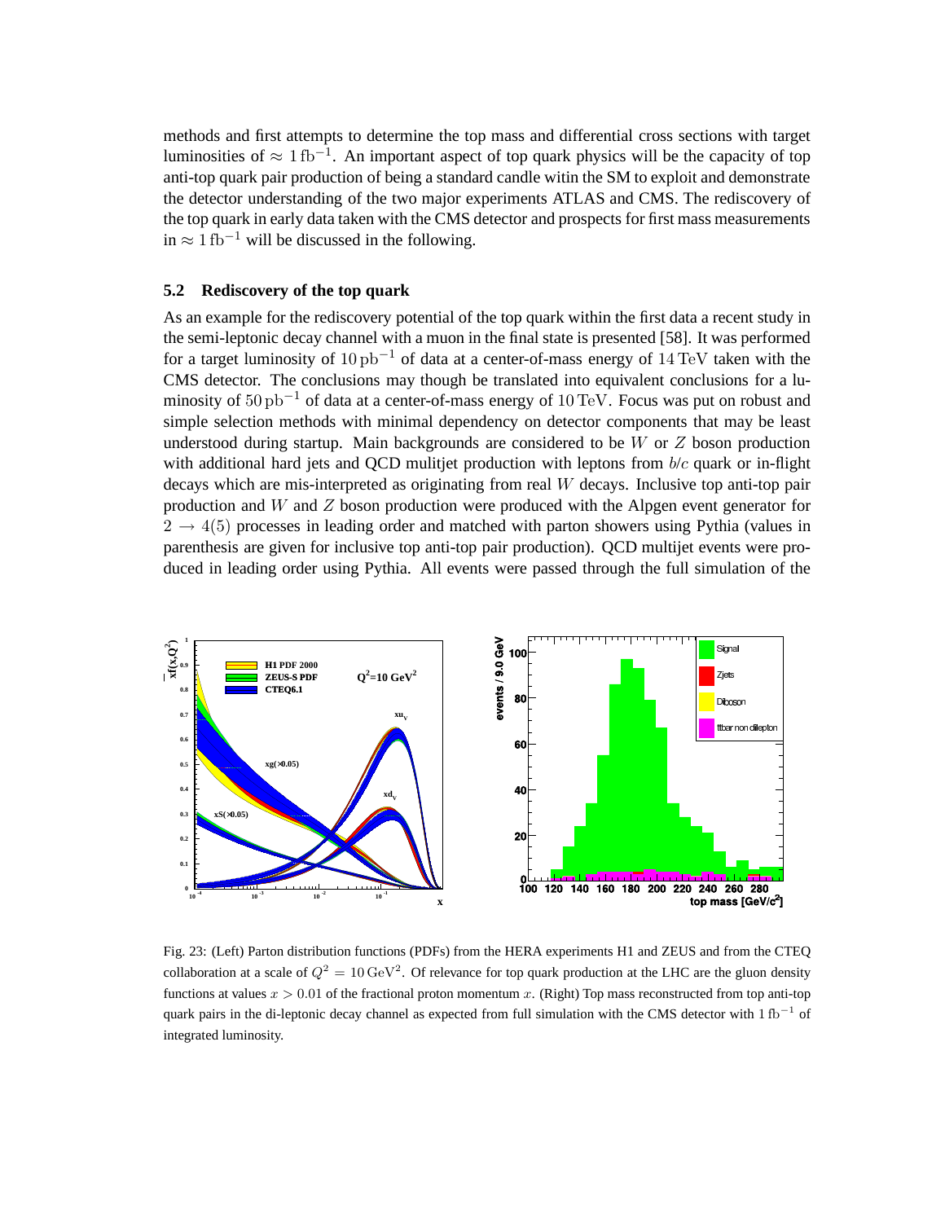methods and first attempts to determine the top mass and differential cross sections with target luminosities of $\approx 1\,\mathrm{fb}^{-1}$. An important aspect of top quark physics will be the capacity of top anti-top quark pair production of being a standard candle witin the SM to exploit and demonstrate the detector understanding of the two major experiments ATLAS and CMS. The rediscovery of the top quark in early data taken with the CMS detector and prospects for first mass measurements in $\approx 1\,\mathrm{fb}^{-1}$ will be discussed in the following.

### 5.2 Rediscovery of the top quark

As an example for the rediscovery potential of the top quark within the first data a recent study in the semi-leptonic decay channel with a muon in the final state is presented [58]. It was performed for a target luminosity of $10\,\mathrm{pb}^{-1}$ of data at a center-of-mass energy of $14\,\mathrm{TeV}$ taken with the CMS detector. The conclusions may though be translated into equivalent conclusions for a luminosity of $50\,\mathrm{pb}^{-1}$ of data at a center-of-mass energy of $10\,\mathrm{TeV}$. Focus was put on robust and simple selection methods with minimal dependency on detector components that may be least understood during startup. Main backgrounds are considered to be $W$ or $Z$ boson production with additional hard jets and QCD mulitjet production with leptons from $b/c$ quark or in-flight decays which are mis-interpreted as originating from real $W$ decays. Inclusive top anti-top pair production and $W$ and $Z$ boson production were produced with the Alpgen event generator for $2 \rightarrow 4(5)$ processes in leading order and matched with parton showers using Pythia (values in parenthesis are given for inclusive top anti-top pair production). QCD multijet events were produced in leading order using Pythia. All events were passed through the full simulation of the

Fig. 23: (Left) Parton distribution functions (PDFs) from the HERA experiments H1 and ZEUS and from the CTEQ collaboration at a scale of $Q^2 = 10\,\mathrm{GeV}^2$. Of relevance for top quark production at the LHC are the gluon density functions at values $x > 0.01$ of the fractional proton momentum $x$. (Right) Top mass reconstructed from top anti-top quark pairs in the di-leptonic decay channel as expected from full simulation with the CMS detector with $1\,\mathrm{fb}^{-1}$ of integrated luminosity.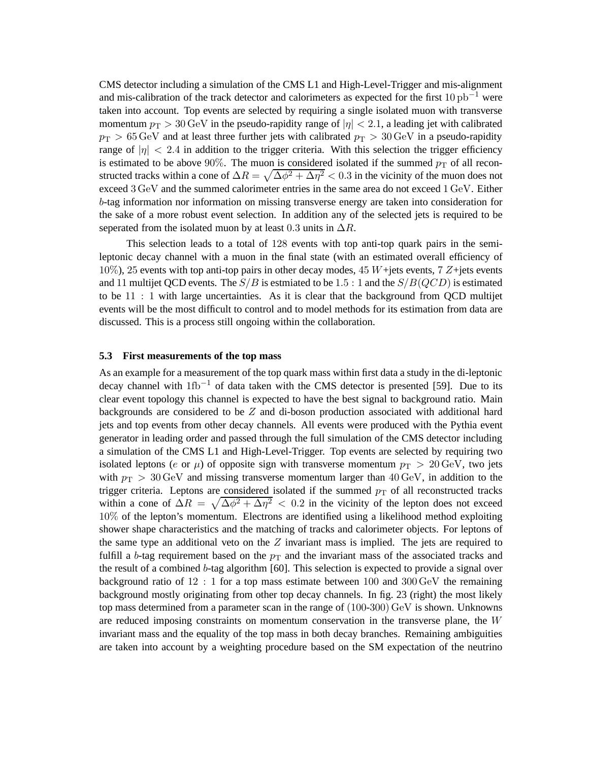CMS detector including a simulation of the CMS L1 and High-Level-Trigger and mis-alignment and mis-calibration of the track detector and calorimeters as expected for the first $10\,\mathrm{pb}^{-1}$ were taken into account. Top events are selected by requiring a single isolated muon with transverse momentum $p_{\mathrm{T}} > 30\,\mathrm{GeV}$ in the pseudo-rapidity range of $|\eta| < 2.1$, a leading jet with calibrated $p_{\mathrm{T}} > 65\,\mathrm{GeV}$ and at least three further jets with calibrated $p_{\mathrm{T}} > 30\,\mathrm{GeV}$ in a pseudo-rapidity range of $|\eta| < 2.4$ in addition to the trigger criteria. With this selection the trigger efficiency is estimated to be above $90\%$. The muon is considered isolated if the summed $p_{\mathrm{T}}$ of all reconstructed tracks within a cone of $\Delta R = \sqrt{\Delta\phi^2 + \Delta\eta^2} < 0.3$ in the vicinity of the muon does not exceed $3\,\mathrm{GeV}$ and the summed calorimeter entries in the same area do not exceed $1\,\mathrm{GeV}$. Either $b$-tag information nor information on missing transverse energy are taken into consideration for the sake of a more robust event selection. In addition any of the selected jets is required to be seperated from the isolated muon by at least $0.3$ units in $\Delta R$.

This selection leads to a total of $128$ events with top anti-top quark pairs in the semi-leptonic decay channel with a muon in the final state (with an estimated overall efficiency of $10\%$), $25$ events with top anti-top pairs in other decay modes, $45$ $W$+jets events, $7$ $Z$+jets events and $11$ multijet QCD events. The $S/B$ is estmiated to be $1.5:1$ and the $S/B(QCD)$ is estimated to be $11:1$ with large uncertainties. As it is clear that the background from QCD multijet events will be the most difficult to control and to model methods for its estimation from data are discussed. This is a process still ongoing within the collaboration.

### 5.3 First measurements of the top mass

As an example for a measurement of the top quark mass within first data a study in the di-leptonic decay channel with $1\mathrm{fb}^{-1}$ of data taken with the CMS detector is presented [59]. Due to its clear event topology this channel is expected to have the best signal to background ratio. Main backgrounds are considered to be $Z$ and di-boson production associated with additional hard jets and top events from other decay channels. All events were produced with the Pythia event generator in leading order and passed through the full simulation of the CMS detector including a simulation of the CMS L1 and High-Level-Trigger. Top events are selected by requiring two isolated leptons ($e$ or $\mu$) of opposite sign with transverse momentum $p_{\mathrm{T}} > 20\,\mathrm{GeV}$, two jets with $p_{\mathrm{T}} > 30\,\mathrm{GeV}$ and missing transverse momentum larger than $40\,\mathrm{GeV}$, in addition to the trigger criteria. Leptons are considered isolated if the summed $p_{\mathrm{T}}$ of all reconstructed tracks within a cone of $\Delta R = \sqrt{\Delta\phi^2 + \Delta\eta^2} < 0.2$ in the vicinity of the lepton does not exceed $10\%$ of the lepton's momentum. Electrons are identified using a likelihood method exploiting shower shape characteristics and the matching of tracks and calorimeter objects. For leptons of the same type an additional veto on the $Z$ invariant mass is implied. The jets are required to fulfill a $b$-tag requirement based on the $p_{\mathrm{T}}$ and the invariant mass of the associated tracks and the result of a combined $b$-tag algorithm [60]. This selection is expected to provide a signal over background ratio of $12:1$ for a top mass estimate between $100$ and $300\,\mathrm{GeV}$ the remaining background mostly originating from other top decay channels. In fig. 23 (right) the most likely top mass determined from a parameter scan in the range of $(100\text{-}300)\,\mathrm{GeV}$ is shown. Unknowns are reduced imposing constraints on momentum conservation in the transverse plane, the $W$ invariant mass and the equality of the top mass in both decay branches. Remaining ambiguities are taken into account by a weighting procedure based on the SM expectation of the neutrino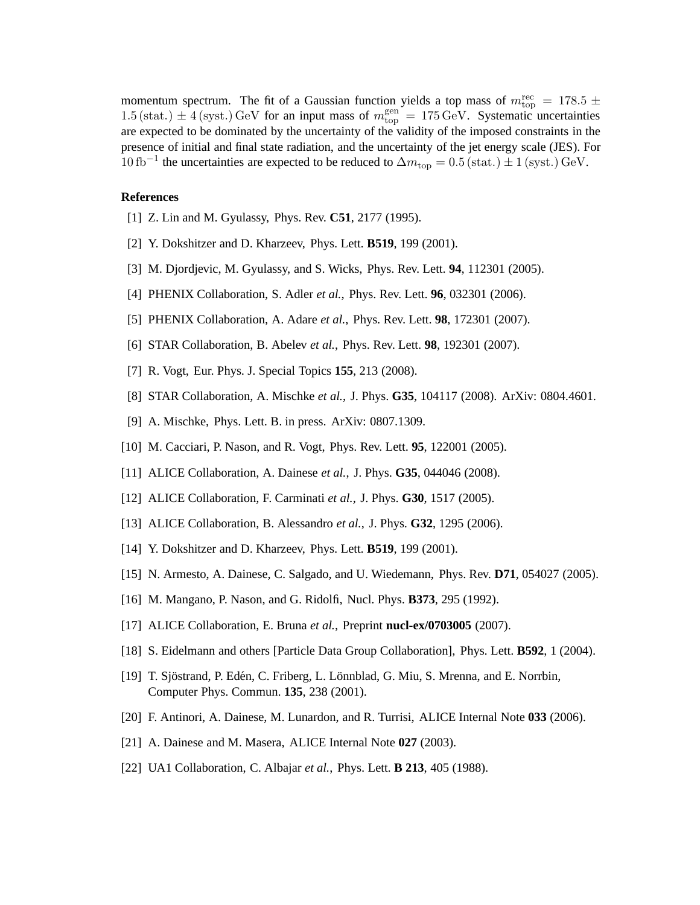momentum spectrum. The fit of a Gaussian function yields a top mass of $m_{\rm top}^{\rm rec} = 178.5 \pm 1.5\,({\rm stat.}) \pm 4\,({\rm syst.})\,{\rm GeV}$ for an input mass of $m_{\rm top}^{\rm gen} = 175\,{\rm GeV}$. Systematic uncertainties are expected to be dominated by the uncertainty of the validity of the imposed constraints in the presence of initial and final state radiation, and the uncertainty of the jet energy scale (JES). For $10\,{\rm fb}^{-1}$ the uncertainties are expected to be reduced to $\Delta m_{\rm top} = 0.5\,({\rm stat.}) \pm 1\,({\rm syst.})\,{\rm GeV}$.

**References**

[1] Z. Lin and M. Gyulassy, Phys. Rev. **C51**, 2177 (1995).

[2] Y. Dokshitzer and D. Kharzeev, Phys. Lett. **B519**, 199 (2001).

[3] M. Djordjevic, M. Gyulassy, and S. Wicks, Phys. Rev. Lett. **94**, 112301 (2005).

[4] PHENIX Collaboration, S. Adler *et al.*, Phys. Rev. Lett. **96**, 032301 (2006).

[5] PHENIX Collaboration, A. Adare *et al.*, Phys. Rev. Lett. **98**, 172301 (2007).

[6] STAR Collaboration, B. Abelev *et al.*, Phys. Rev. Lett. **98**, 192301 (2007).

[7] R. Vogt, Eur. Phys. J. Special Topics **155**, 213 (2008).

[8] STAR Collaboration, A. Mischke *et al.*, J. Phys. **G35**, 104117 (2008). ArXiv: 0804.4601.

[9] A. Mischke, Phys. Lett. B. in press. ArXiv: 0807.1309.

[10] M. Cacciari, P. Nason, and R. Vogt, Phys. Rev. Lett. **95**, 122001 (2005).

[11] ALICE Collaboration, A. Dainese *et al.*, J. Phys. **G35**, 044046 (2008).

[12] ALICE Collaboration, F. Carminati *et al.*, J. Phys. **G30**, 1517 (2005).

[13] ALICE Collaboration, B. Alessandro *et al.*, J. Phys. **G32**, 1295 (2006).

[14] Y. Dokshitzer and D. Kharzeev, Phys. Lett. **B519**, 199 (2001).

[15] N. Armesto, A. Dainese, C. Salgado, and U. Wiedemann, Phys. Rev. **D71**, 054027 (2005).

[16] M. Mangano, P. Nason, and G. Ridolfi, Nucl. Phys. **B373**, 295 (1992).

[17] ALICE Collaboration, E. Bruna *et al.*, Preprint **nucl-ex/0703005** (2007).

[18] S. Eidelmann and others [Particle Data Group Collaboration], Phys. Lett. **B592**, 1 (2004).

[19] T. Sjöstrand, P. Edén, C. Friberg, L. Lönnblad, G. Miu, S. Mrenna, and E. Norrbin, Computer Phys. Commun. **135**, 238 (2001).

[20] F. Antinori, A. Dainese, M. Lunardon, and R. Turrisi, ALICE Internal Note **033** (2006).

[21] A. Dainese and M. Masera, ALICE Internal Note **027** (2003).

[22] UA1 Collaboration, C. Albajar *et al.*, Phys. Lett. **B 213**, 405 (1988).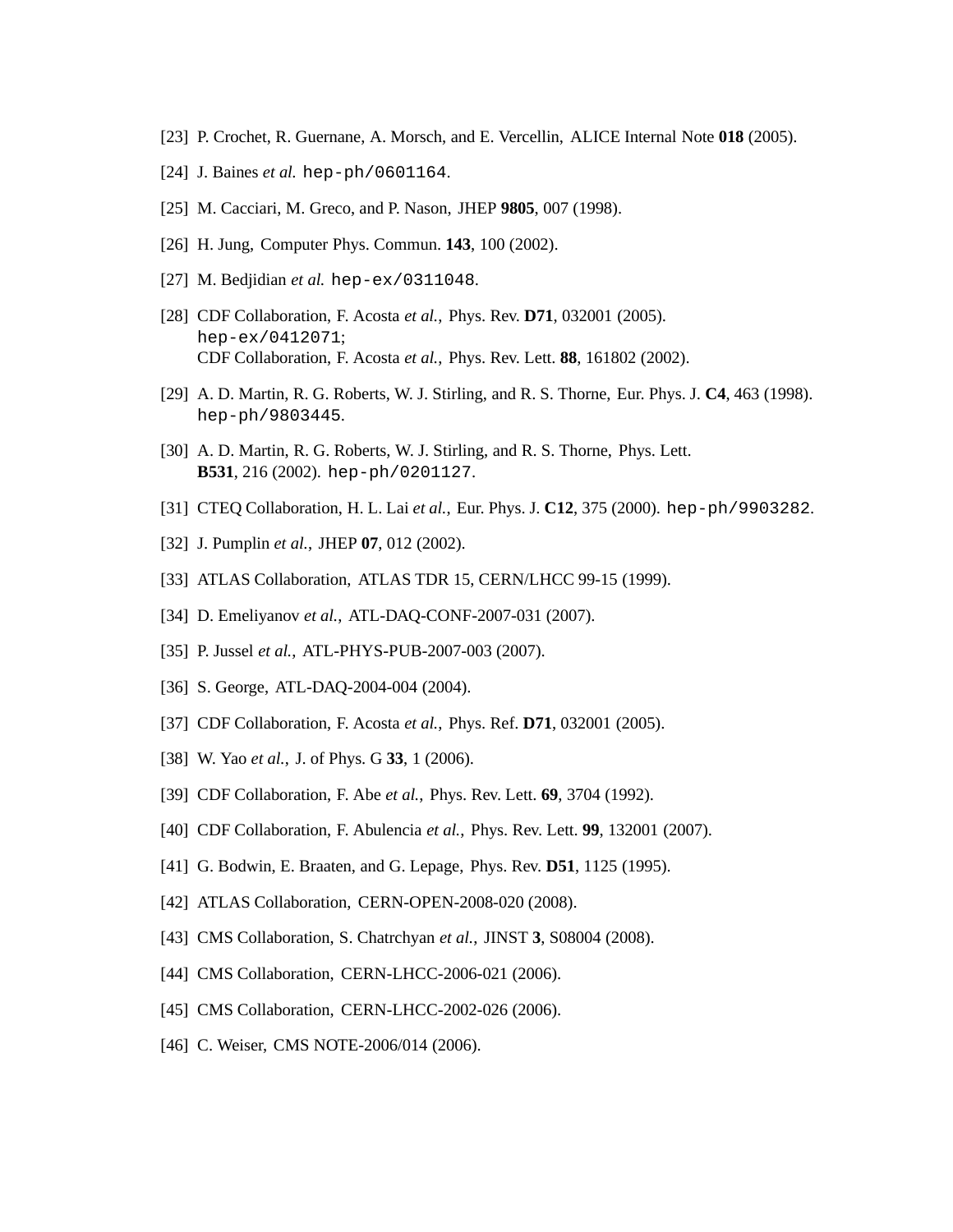[23] P. Crochet, R. Guernane, A. Morsch, and E. Vercellin, ALICE Internal Note **018** (2005).

[24] J. Baines *et al.* `hep-ph/0601164`.

[25] M. Cacciari, M. Greco, and P. Nason, JHEP **9805**, 007 (1998).

[26] H. Jung, Computer Phys. Commun. **143**, 100 (2002).

[27] M. Bedjidian *et al.* `hep-ex/0311048`.

[28] CDF Collaboration, F. Acosta *et al.*, Phys. Rev. **D71**, 032001 (2005). `hep-ex/0412071`; CDF Collaboration, F. Acosta *et al.*, Phys. Rev. Lett. **88**, 161802 (2002).

[29] A. D. Martin, R. G. Roberts, W. J. Stirling, and R. S. Thorne, Eur. Phys. J. **C4**, 463 (1998). `hep-ph/9803445`.

[30] A. D. Martin, R. G. Roberts, W. J. Stirling, and R. S. Thorne, Phys. Lett. **B531**, 216 (2002). `hep-ph/0201127`.

[31] CTEQ Collaboration, H. L. Lai *et al.*, Eur. Phys. J. **C12**, 375 (2000). `hep-ph/9903282`.

[32] J. Pumplin *et al.*, JHEP **07**, 012 (2002).

[33] ATLAS Collaboration, ATLAS TDR 15, CERN/LHCC 99-15 (1999).

[34] D. Emeliyanov *et al.*, ATL-DAQ-CONF-2007-031 (2007).

[35] P. Jussel *et al.*, ATL-PHYS-PUB-2007-003 (2007).

[36] S. George, ATL-DAQ-2004-004 (2004).

[37] CDF Collaboration, F. Acosta *et al.*, Phys. Ref. **D71**, 032001 (2005).

[38] W. Yao *et al.*, J. of Phys. G **33**, 1 (2006).

[39] CDF Collaboration, F. Abe *et al.*, Phys. Rev. Lett. **69**, 3704 (1992).

[40] CDF Collaboration, F. Abulencia *et al.*, Phys. Rev. Lett. **99**, 132001 (2007).

[41] G. Bodwin, E. Braaten, and G. Lepage, Phys. Rev. **D51**, 1125 (1995).

[42] ATLAS Collaboration, CERN-OPEN-2008-020 (2008).

[43] CMS Collaboration, S. Chatrchyan *et al.*, JINST **3**, S08004 (2008).

[44] CMS Collaboration, CERN-LHCC-2006-021 (2006).

[45] CMS Collaboration, CERN-LHCC-2002-026 (2006).

[46] C. Weiser, CMS NOTE-2006/014 (2006).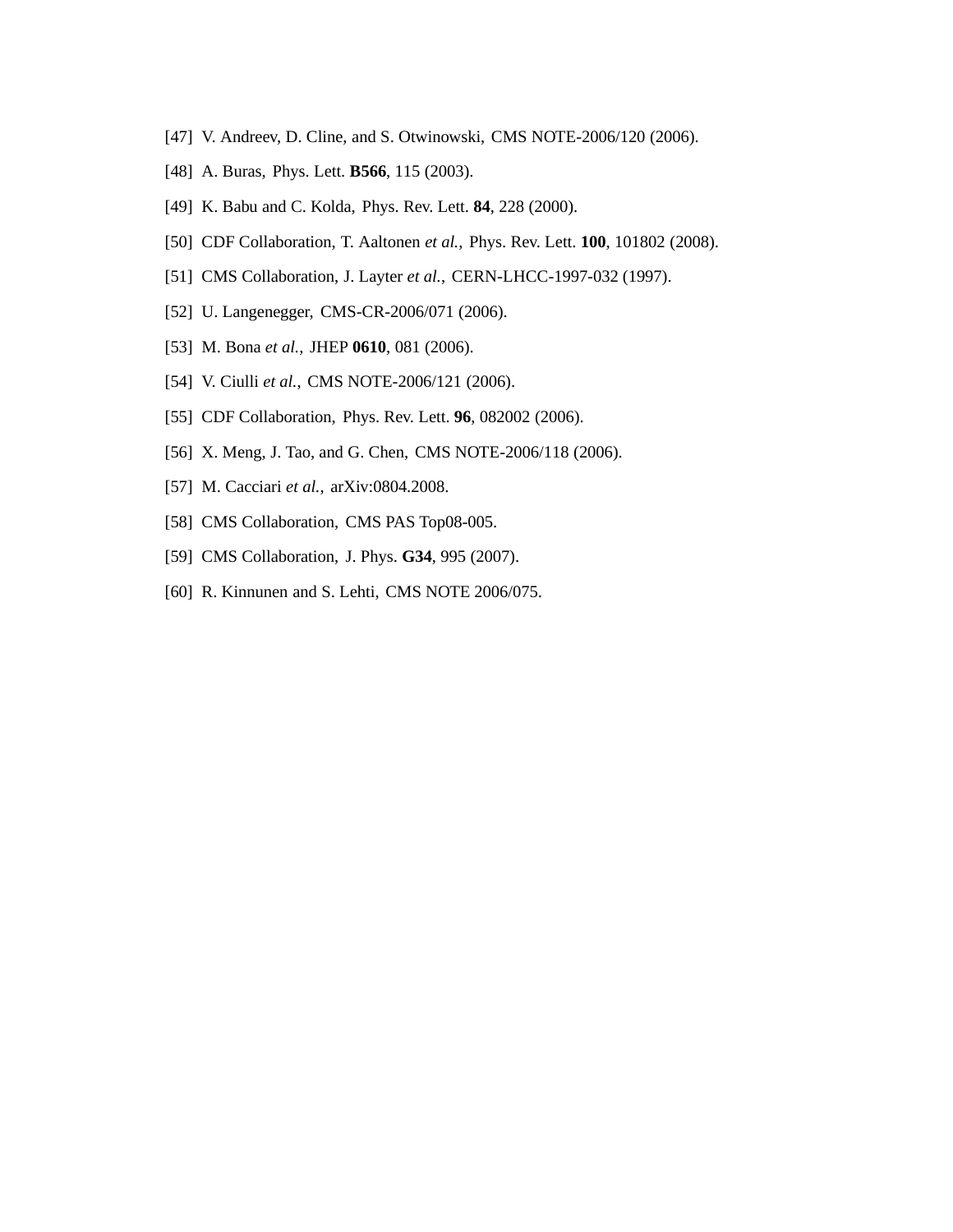[47] V. Andreev, D. Cline, and S. Otwinowski, CMS NOTE-2006/120 (2006).

[48] A. Buras, Phys. Lett. **B566**, 115 (2003).

[49] K. Babu and C. Kolda, Phys. Rev. Lett. **84**, 228 (2000).

[50] CDF Collaboration, T. Aaltonen *et al.*, Phys. Rev. Lett. **100**, 101802 (2008).

[51] CMS Collaboration, J. Layter *et al.*, CERN-LHCC-1997-032 (1997).

[52] U. Langenegger, CMS-CR-2006/071 (2006).

[53] M. Bona *et al.*, JHEP **0610**, 081 (2006).

[54] V. Ciulli *et al.*, CMS NOTE-2006/121 (2006).

[55] CDF Collaboration, Phys. Rev. Lett. **96**, 082002 (2006).

[56] X. Meng, J. Tao, and G. Chen, CMS NOTE-2006/118 (2006).

[57] M. Cacciari *et al.*, arXiv:0804.2008.

[58] CMS Collaboration, CMS PAS Top08-005.

[59] CMS Collaboration, J. Phys. **G34**, 995 (2007).

[60] R. Kinnunen and S. Lehti, CMS NOTE 2006/075.